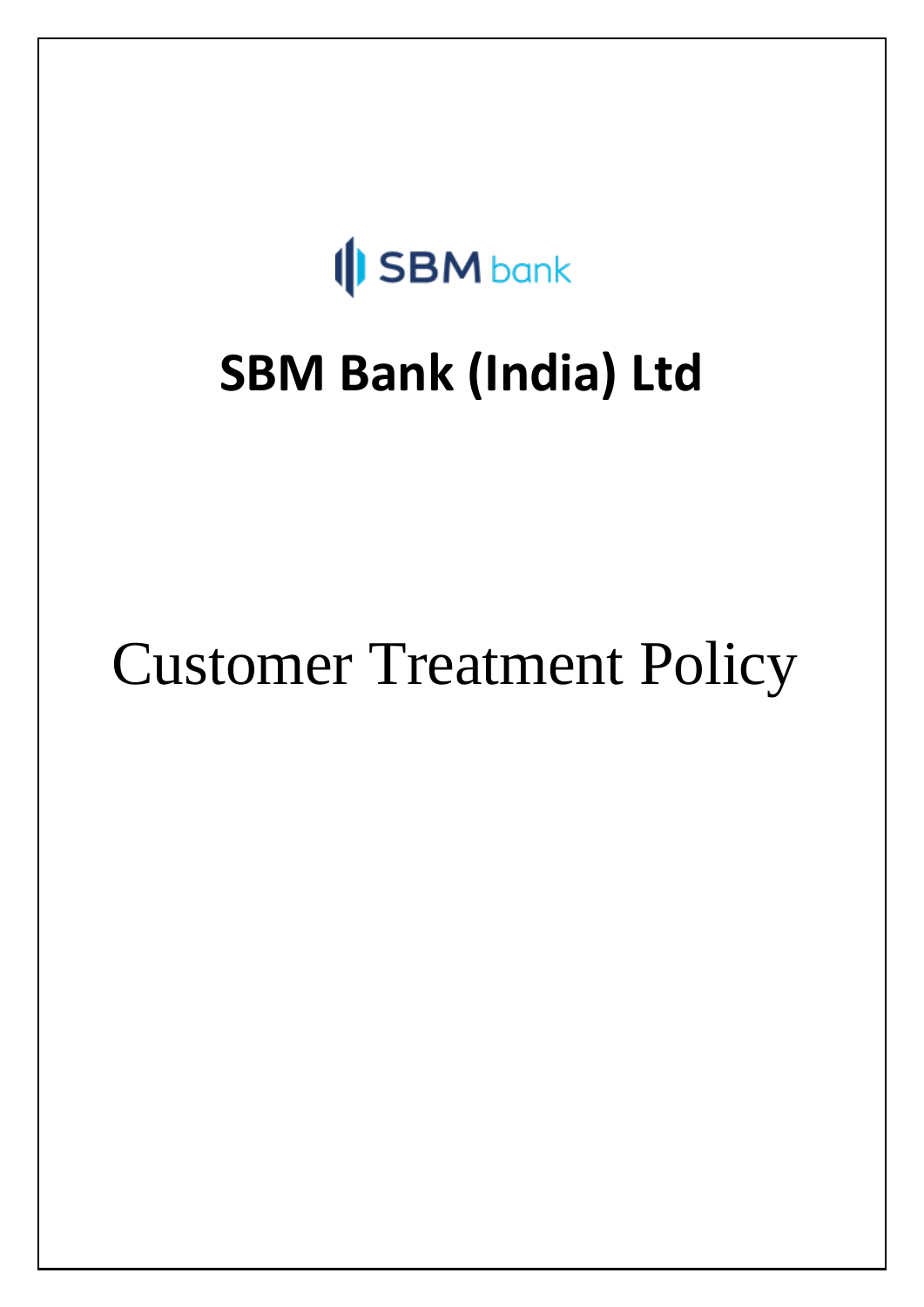SBM bank

# SBM Bank (India) Ltd

# Customer Treatment Policy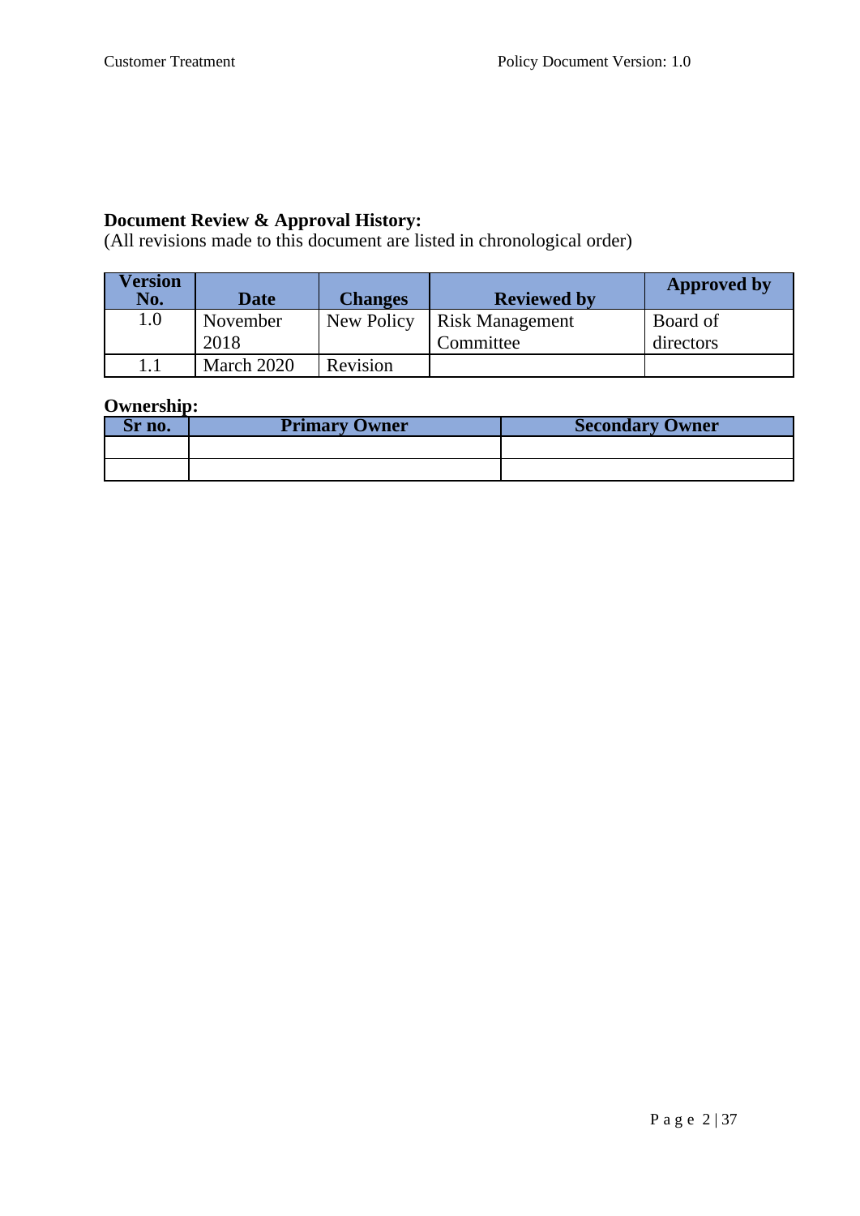**Document Review & Approval History:**
(All revisions made to this document are listed in chronological order)

| Version No. | Date | Changes | Reviewed by | Approved by |
|---|---|---|---|---|
| 1.0 | November 2018 | New Policy | Risk Management Committee | Board of directors |
| 1.1 | March 2020 | Revision | | |

**Ownership:**

| Sr no. | Primary Owner | Secondary Owner |
|---|---|---|
| | | |
| | | |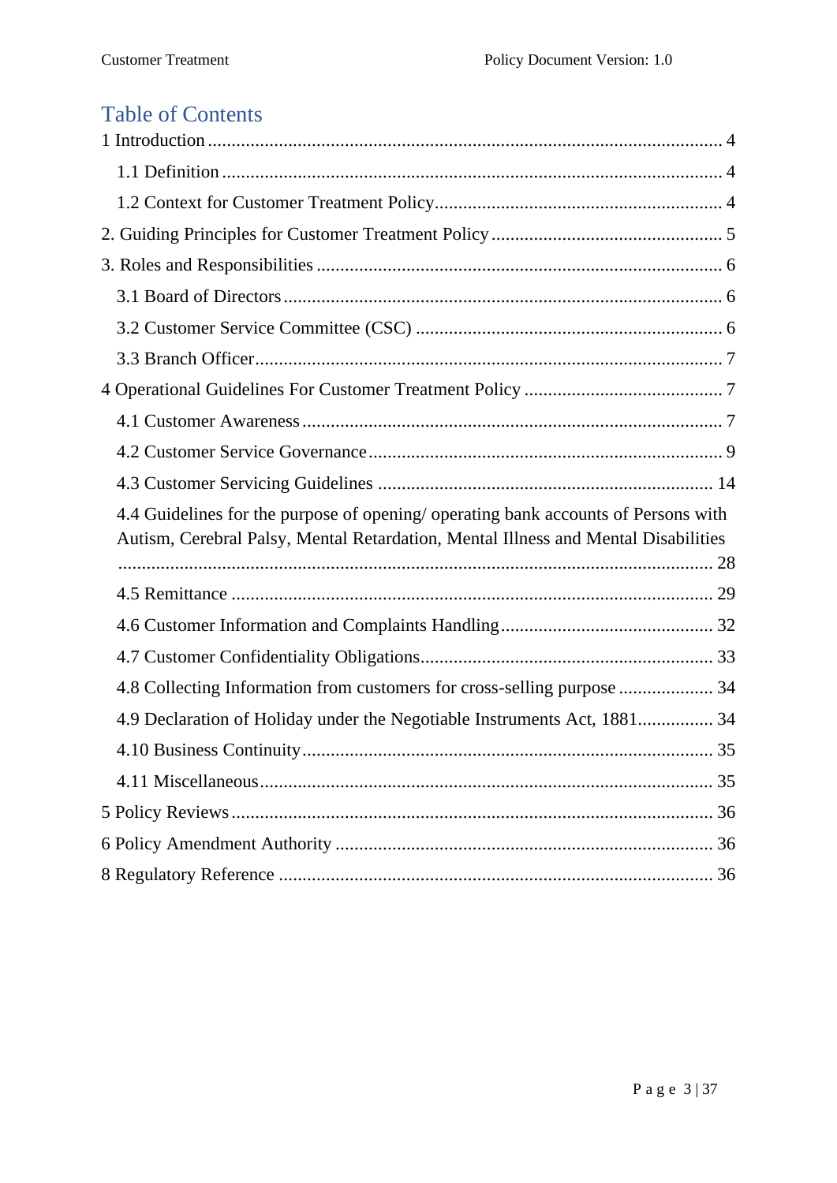# Table of Contents

1 Introduction ........................................................................................................ 4

1.1 Definition ........................................................................................................ 4

1.2 Context for Customer Treatment Policy ........................................................... 4

2. Guiding Principles for Customer Treatment Policy ................................................ 5

3. Roles and Responsibilities .................................................................................... 6

3.1 Board of Directors ............................................................................................ 6

3.2 Customer Service Committee (CSC) ................................................................ 6

3.3 Branch Officer ................................................................................................. 7

4 Operational Guidelines For Customer Treatment Policy .......................................... 7

4.1 Customer Awareness ........................................................................................ 7

4.2 Customer Service Governance .......................................................................... 9

4.3 Customer Servicing Guidelines ...................................................................... 14

4.4 Guidelines for the purpose of opening/ operating bank accounts of Persons with Autism, Cerebral Palsy, Mental Retardation, Mental Illness and Mental Disabilities ........................................................................................................... 28

4.5 Remittance .................................................................................................... 29

4.6 Customer Information and Complaints Handling ............................................ 32

4.7 Customer Confidentiality Obligations ............................................................. 33

4.8 Collecting Information from customers for cross-selling purpose .................... 34

4.9 Declaration of Holiday under the Negotiable Instruments Act, 1881 ................ 34

4.10 Business Continuity ...................................................................................... 35

4.11 Miscellaneous .............................................................................................. 35

5 Policy Reviews ..................................................................................................... 36

6 Policy Amendment Authority ............................................................................... 36

8 Regulatory Reference ........................................................................................... 36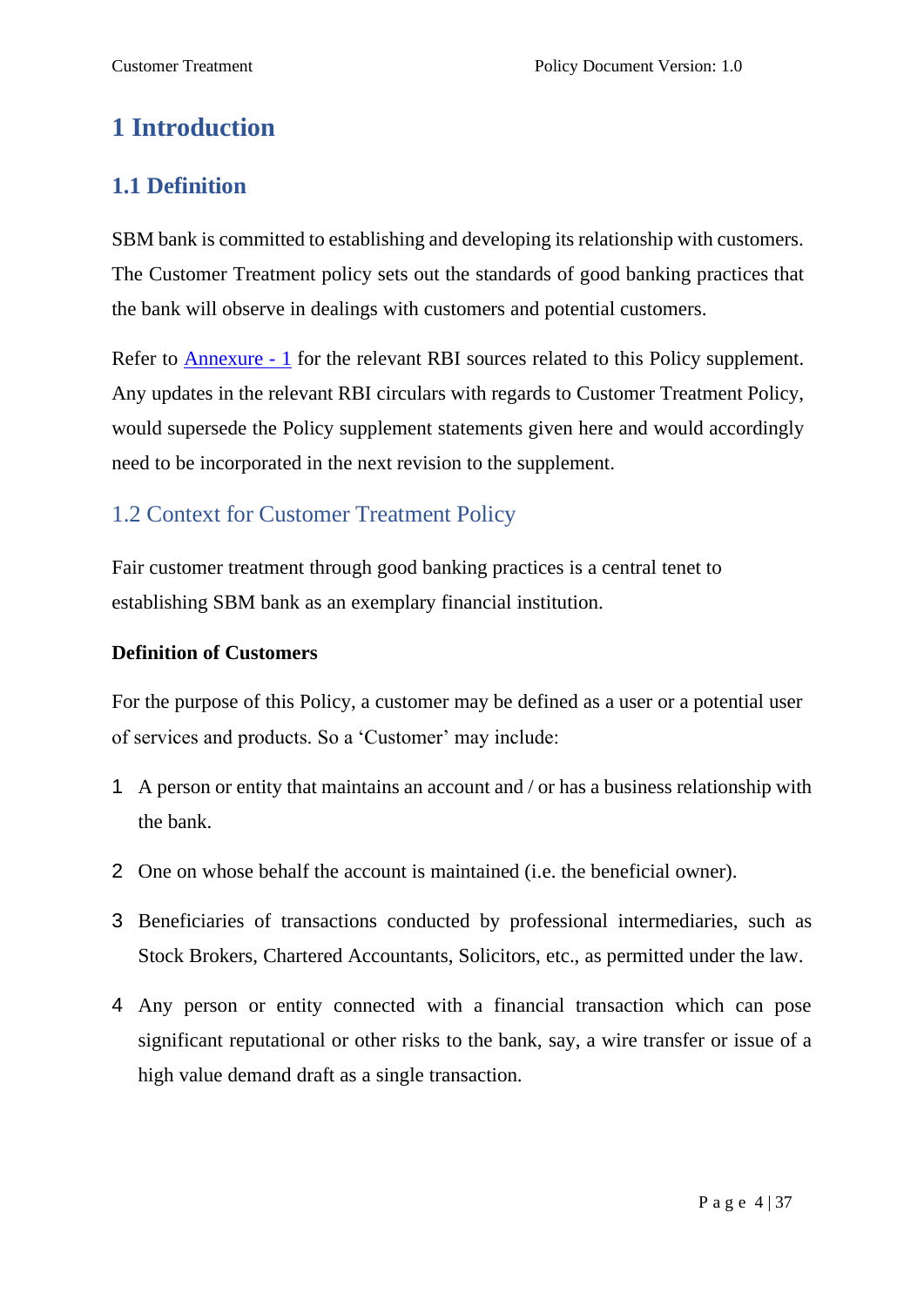# 1 Introduction

## 1.1 Definition

SBM bank is committed to establishing and developing its relationship with customers. The Customer Treatment policy sets out the standards of good banking practices that the bank will observe in dealings with customers and potential customers.

Refer to Annexure - 1 for the relevant RBI sources related to this Policy supplement. Any updates in the relevant RBI circulars with regards to Customer Treatment Policy, would supersede the Policy supplement statements given here and would accordingly need to be incorporated in the next revision to the supplement.

## 1.2 Context for Customer Treatment Policy

Fair customer treatment through good banking practices is a central tenet to establishing SBM bank as an exemplary financial institution.

**Definition of Customers**

For the purpose of this Policy, a customer may be defined as a user or a potential user of services and products. So a 'Customer' may include:

1. A person or entity that maintains an account and / or has a business relationship with the bank.
2. One on whose behalf the account is maintained (i.e. the beneficial owner).
3. Beneficiaries of transactions conducted by professional intermediaries, such as Stock Brokers, Chartered Accountants, Solicitors, etc., as permitted under the law.
4. Any person or entity connected with a financial transaction which can pose significant reputational or other risks to the bank, say, a wire transfer or issue of a high value demand draft as a single transaction.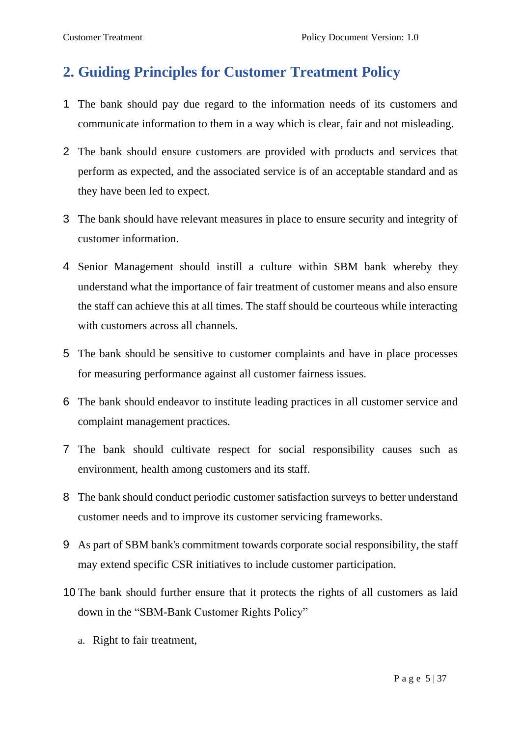## 2. Guiding Principles for Customer Treatment Policy

1. The bank should pay due regard to the information needs of its customers and communicate information to them in a way which is clear, fair and not misleading.
2. The bank should ensure customers are provided with products and services that perform as expected, and the associated service is of an acceptable standard and as they have been led to expect.
3. The bank should have relevant measures in place to ensure security and integrity of customer information.
4. Senior Management should instill a culture within SBM bank whereby they understand what the importance of fair treatment of customer means and also ensure the staff can achieve this at all times. The staff should be courteous while interacting with customers across all channels.
5. The bank should be sensitive to customer complaints and have in place processes for measuring performance against all customer fairness issues.
6. The bank should endeavor to institute leading practices in all customer service and complaint management practices.
7. The bank should cultivate respect for social responsibility causes such as environment, health among customers and its staff.
8. The bank should conduct periodic customer satisfaction surveys to better understand customer needs and to improve its customer servicing frameworks.
9. As part of SBM bank's commitment towards corporate social responsibility, the staff may extend specific CSR initiatives to include customer participation.
10. The bank should further ensure that it protects the rights of all customers as laid down in the "SBM-Bank Customer Rights Policy"

    a. Right to fair treatment,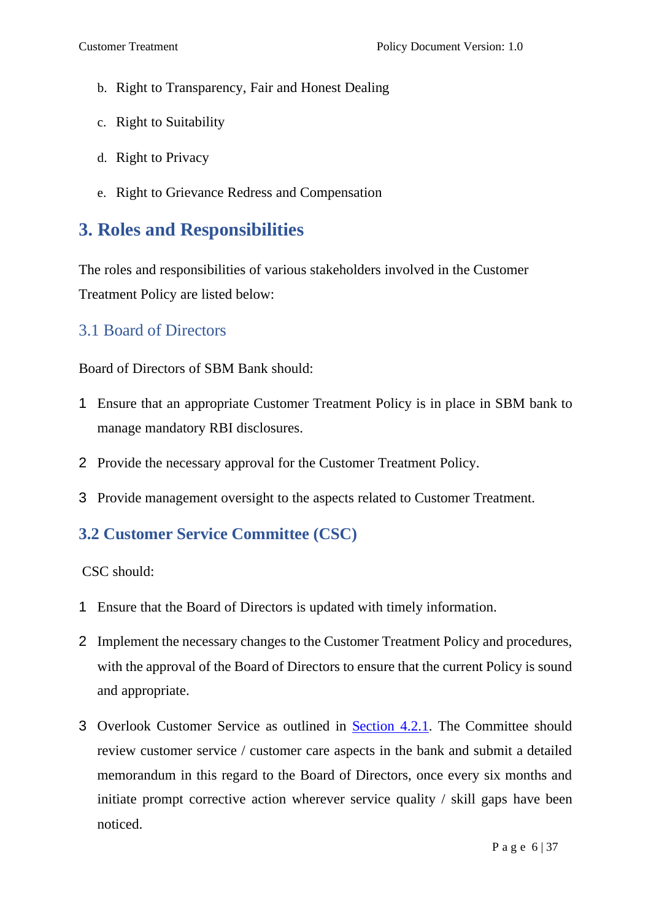b. Right to Transparency, Fair and Honest Dealing

c. Right to Suitability

d. Right to Privacy

e. Right to Grievance Redress and Compensation

# 3. Roles and Responsibilities

The roles and responsibilities of various stakeholders involved in the Customer Treatment Policy are listed below:

## 3.1 Board of Directors

Board of Directors of SBM Bank should:

1. Ensure that an appropriate Customer Treatment Policy is in place in SBM bank to manage mandatory RBI disclosures.
2. Provide the necessary approval for the Customer Treatment Policy.
3. Provide management oversight to the aspects related to Customer Treatment.

## 3.2 Customer Service Committee (CSC)

CSC should:

1. Ensure that the Board of Directors is updated with timely information.
2. Implement the necessary changes to the Customer Treatment Policy and procedures, with the approval of the Board of Directors to ensure that the current Policy is sound and appropriate.
3. Overlook Customer Service as outlined in Section 4.2.1. The Committee should review customer service / customer care aspects in the bank and submit a detailed memorandum in this regard to the Board of Directors, once every six months and initiate prompt corrective action wherever service quality / skill gaps have been noticed.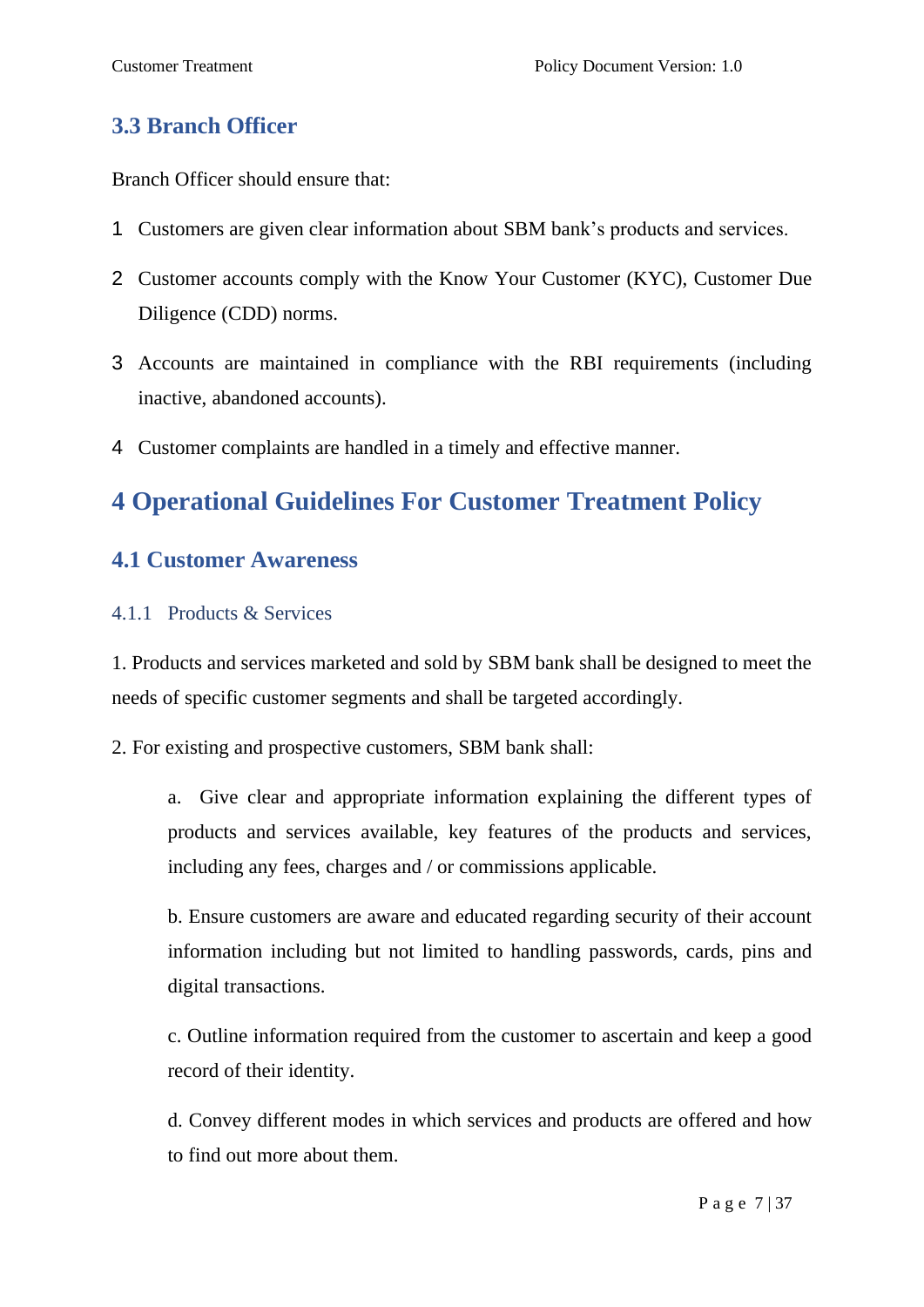### 3.3 Branch Officer

Branch Officer should ensure that:

1. Customers are given clear information about SBM bank's products and services.
2. Customer accounts comply with the Know Your Customer (KYC), Customer Due Diligence (CDD) norms.
3. Accounts are maintained in compliance with the RBI requirements (including inactive, abandoned accounts).
4. Customer complaints are handled in a timely and effective manner.

## 4 Operational Guidelines For Customer Treatment Policy

### 4.1 Customer Awareness

#### 4.1.1 Products & Services

1. Products and services marketed and sold by SBM bank shall be designed to meet the needs of specific customer segments and shall be targeted accordingly.

2. For existing and prospective customers, SBM bank shall:

   a. Give clear and appropriate information explaining the different types of products and services available, key features of the products and services, including any fees, charges and / or commissions applicable.

   b. Ensure customers are aware and educated regarding security of their account information including but not limited to handling passwords, cards, pins and digital transactions.

   c. Outline information required from the customer to ascertain and keep a good record of their identity.

   d. Convey different modes in which services and products are offered and how to find out more about them.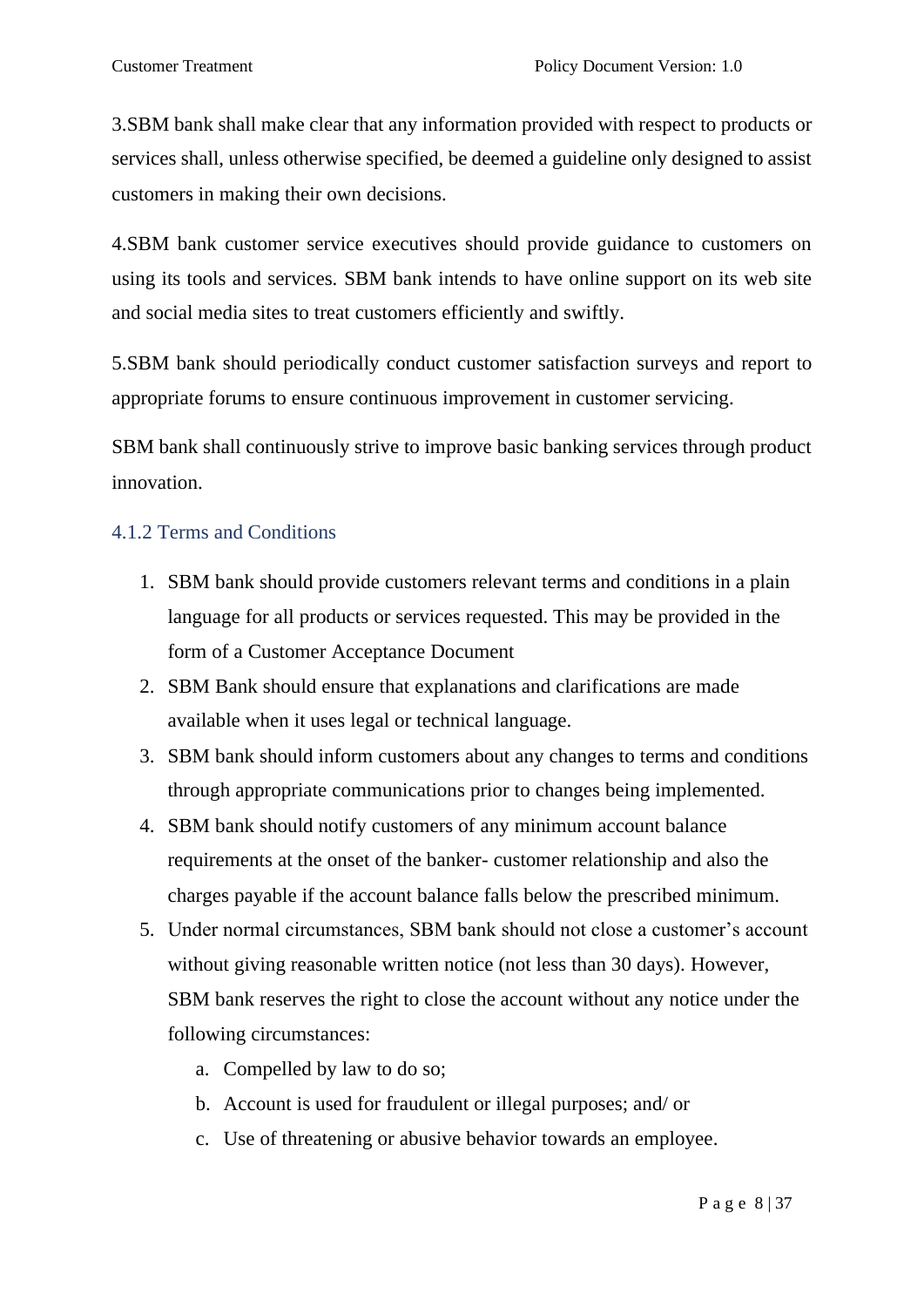3.SBM bank shall make clear that any information provided with respect to products or services shall, unless otherwise specified, be deemed a guideline only designed to assist customers in making their own decisions.

4.SBM bank customer service executives should provide guidance to customers on using its tools and services. SBM bank intends to have online support on its web site and social media sites to treat customers efficiently and swiftly.

5.SBM bank should periodically conduct customer satisfaction surveys and report to appropriate forums to ensure continuous improvement in customer servicing.

SBM bank shall continuously strive to improve basic banking services through product innovation.

### 4.1.2 Terms and Conditions

1. SBM bank should provide customers relevant terms and conditions in a plain language for all products or services requested. This may be provided in the form of a Customer Acceptance Document
2. SBM Bank should ensure that explanations and clarifications are made available when it uses legal or technical language.
3. SBM bank should inform customers about any changes to terms and conditions through appropriate communications prior to changes being implemented.
4. SBM bank should notify customers of any minimum account balance requirements at the onset of the banker- customer relationship and also the charges payable if the account balance falls below the prescribed minimum.
5. Under normal circumstances, SBM bank should not close a customer's account without giving reasonable written notice (not less than 30 days). However, SBM bank reserves the right to close the account without any notice under the following circumstances:
   a. Compelled by law to do so;
   b. Account is used for fraudulent or illegal purposes; and/ or
   c. Use of threatening or abusive behavior towards an employee.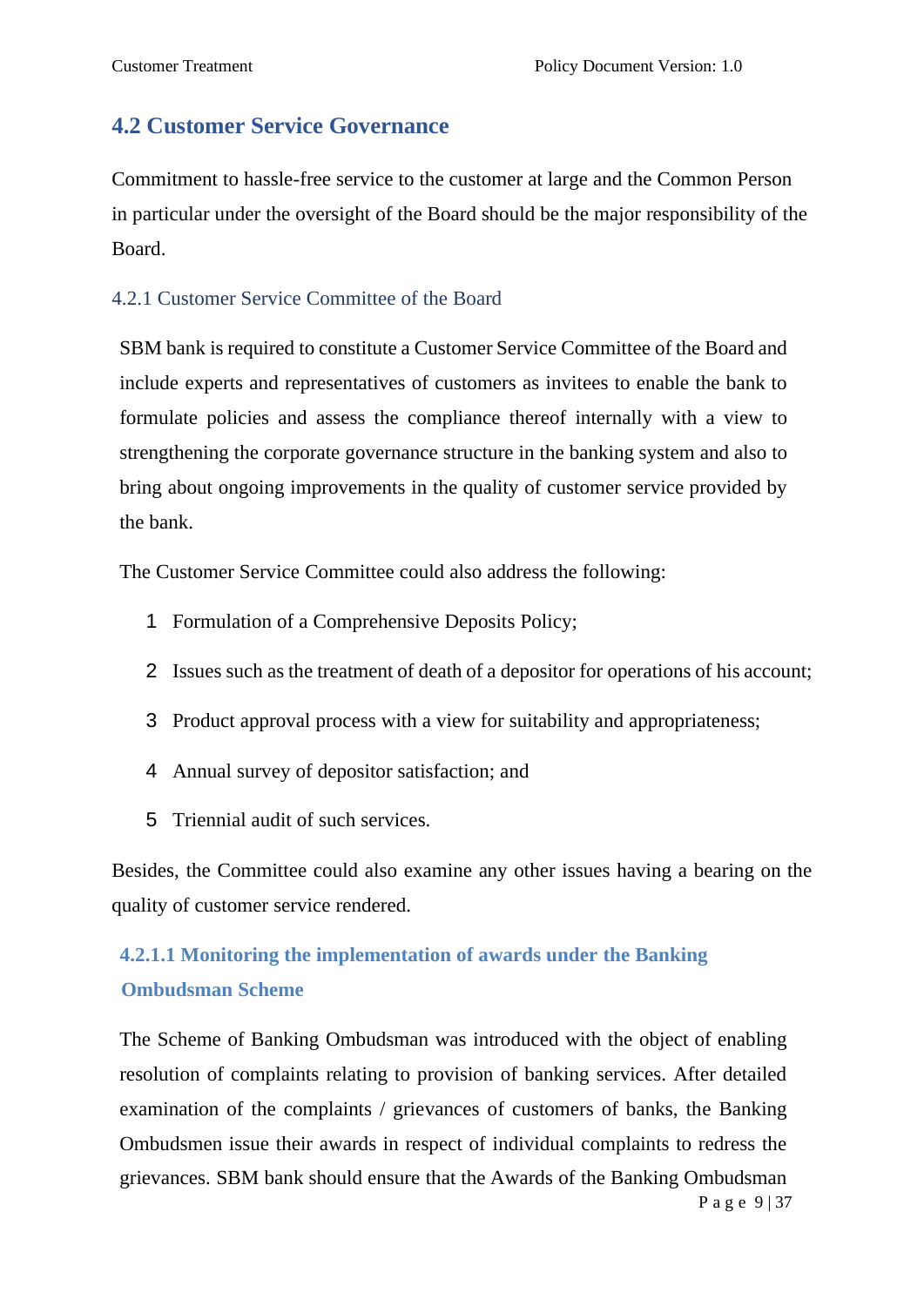## 4.2 Customer Service Governance

Commitment to hassle-free service to the customer at large and the Common Person in particular under the oversight of the Board should be the major responsibility of the Board.

### 4.2.1 Customer Service Committee of the Board

SBM bank is required to constitute a Customer Service Committee of the Board and include experts and representatives of customers as invitees to enable the bank to formulate policies and assess the compliance thereof internally with a view to strengthening the corporate governance structure in the banking system and also to bring about ongoing improvements in the quality of customer service provided by the bank.

The Customer Service Committee could also address the following:

1. Formulation of a Comprehensive Deposits Policy;
2. Issues such as the treatment of death of a depositor for operations of his account;
3. Product approval process with a view for suitability and appropriateness;
4. Annual survey of depositor satisfaction; and
5. Triennial audit of such services.

Besides, the Committee could also examine any other issues having a bearing on the quality of customer service rendered.

#### 4.2.1.1 Monitoring the implementation of awards under the Banking Ombudsman Scheme

The Scheme of Banking Ombudsman was introduced with the object of enabling resolution of complaints relating to provision of banking services. After detailed examination of the complaints / grievances of customers of banks, the Banking Ombudsmen issue their awards in respect of individual complaints to redress the grievances. SBM bank should ensure that the Awards of the Banking Ombudsman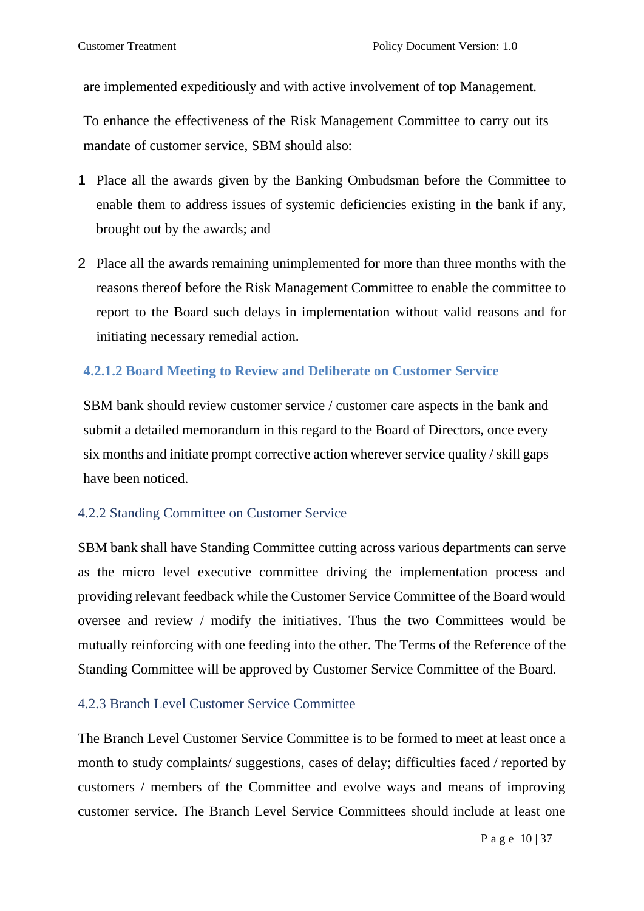are implemented expeditiously and with active involvement of top Management.

To enhance the effectiveness of the Risk Management Committee to carry out its mandate of customer service, SBM should also:

1. Place all the awards given by the Banking Ombudsman before the Committee to enable them to address issues of systemic deficiencies existing in the bank if any, brought out by the awards; and
2. Place all the awards remaining unimplemented for more than three months with the reasons thereof before the Risk Management Committee to enable the committee to report to the Board such delays in implementation without valid reasons and for initiating necessary remedial action.

#### 4.2.1.2 Board Meeting to Review and Deliberate on Customer Service

SBM bank should review customer service / customer care aspects in the bank and submit a detailed memorandum in this regard to the Board of Directors, once every six months and initiate prompt corrective action wherever service quality / skill gaps have been noticed.

### 4.2.2 Standing Committee on Customer Service

SBM bank shall have Standing Committee cutting across various departments can serve as the micro level executive committee driving the implementation process and providing relevant feedback while the Customer Service Committee of the Board would oversee and review / modify the initiatives. Thus the two Committees would be mutually reinforcing with one feeding into the other. The Terms of the Reference of the Standing Committee will be approved by Customer Service Committee of the Board.

### 4.2.3 Branch Level Customer Service Committee

The Branch Level Customer Service Committee is to be formed to meet at least once a month to study complaints/ suggestions, cases of delay; difficulties faced / reported by customers / members of the Committee and evolve ways and means of improving customer service. The Branch Level Service Committees should include at least one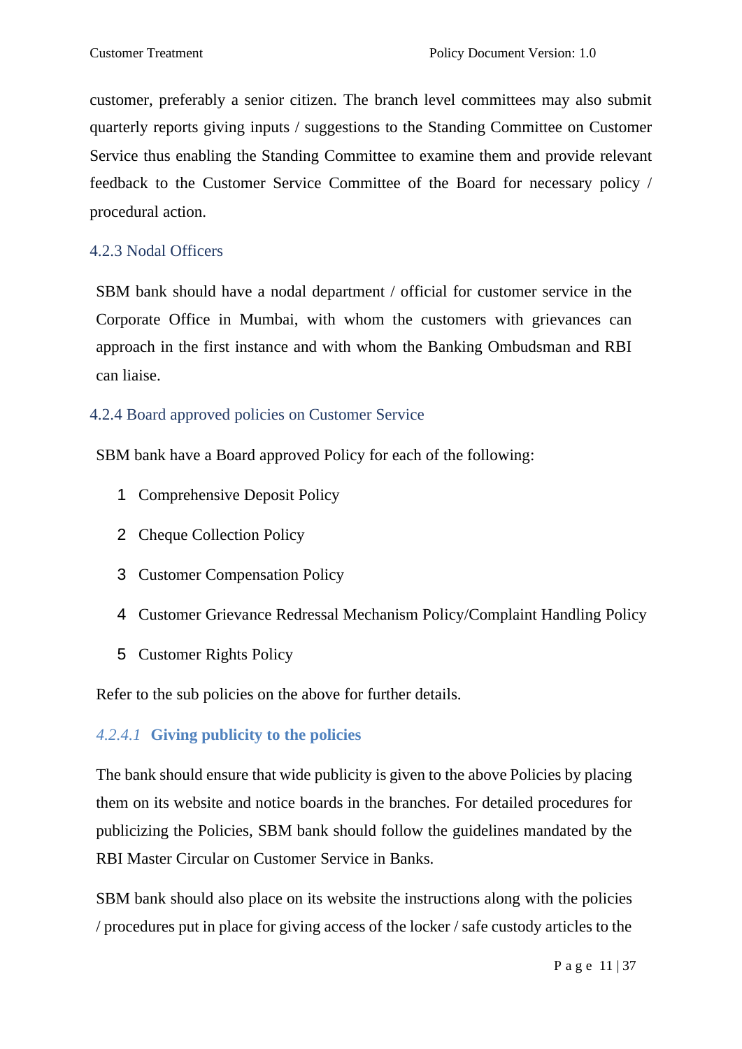customer, preferably a senior citizen. The branch level committees may also submit quarterly reports giving inputs / suggestions to the Standing Committee on Customer Service thus enabling the Standing Committee to examine them and provide relevant feedback to the Customer Service Committee of the Board for necessary policy / procedural action.

### 4.2.3 Nodal Officers

SBM bank should have a nodal department / official for customer service in the Corporate Office in Mumbai, with whom the customers with grievances can approach in the first instance and with whom the Banking Ombudsman and RBI can liaise.

### 4.2.4 Board approved policies on Customer Service

SBM bank have a Board approved Policy for each of the following:

1. Comprehensive Deposit Policy
2. Cheque Collection Policy
3. Customer Compensation Policy
4. Customer Grievance Redressal Mechanism Policy/Complaint Handling Policy
5. Customer Rights Policy

Refer to the sub policies on the above for further details.

#### *4.2.4.1* **Giving publicity to the policies**

The bank should ensure that wide publicity is given to the above Policies by placing them on its website and notice boards in the branches. For detailed procedures for publicizing the Policies, SBM bank should follow the guidelines mandated by the RBI Master Circular on Customer Service in Banks.

SBM bank should also place on its website the instructions along with the policies / procedures put in place for giving access of the locker / safe custody articles to the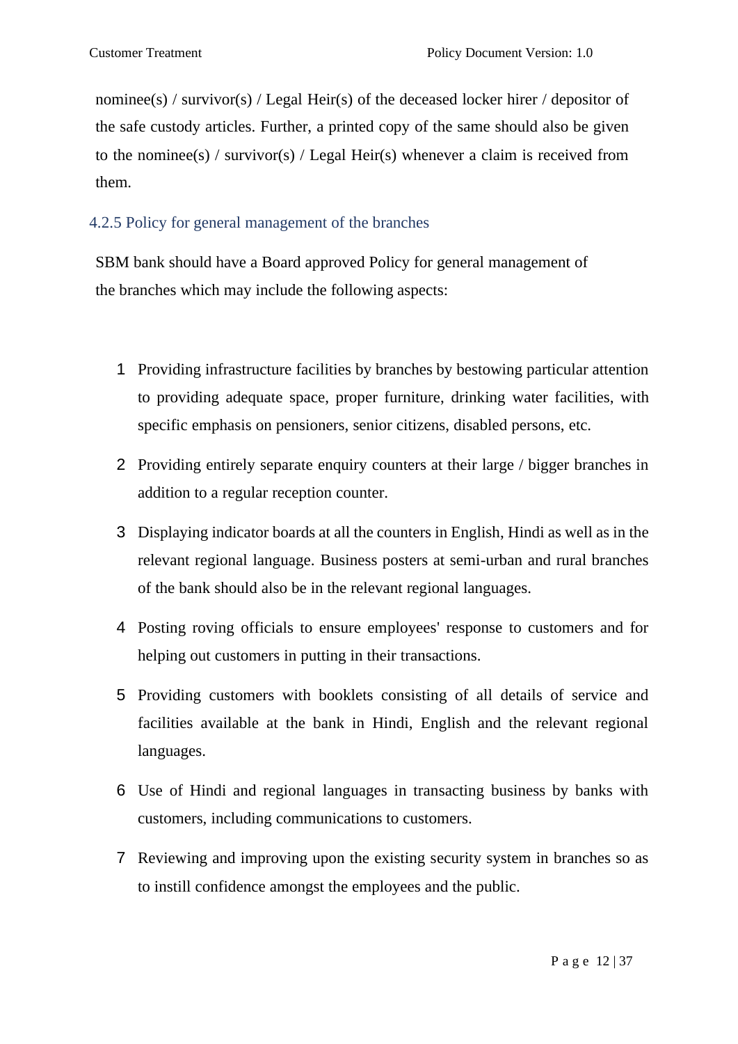nominee(s) / survivor(s) / Legal Heir(s) of the deceased locker hirer / depositor of the safe custody articles. Further, a printed copy of the same should also be given to the nominee(s) / survivor(s) / Legal Heir(s) whenever a claim is received from them.

### 4.2.5 Policy for general management of the branches

SBM bank should have a Board approved Policy for general management of the branches which may include the following aspects:

1. Providing infrastructure facilities by branches by bestowing particular attention to providing adequate space, proper furniture, drinking water facilities, with specific emphasis on pensioners, senior citizens, disabled persons, etc.
2. Providing entirely separate enquiry counters at their large / bigger branches in addition to a regular reception counter.
3. Displaying indicator boards at all the counters in English, Hindi as well as in the relevant regional language. Business posters at semi-urban and rural branches of the bank should also be in the relevant regional languages.
4. Posting roving officials to ensure employees' response to customers and for helping out customers in putting in their transactions.
5. Providing customers with booklets consisting of all details of service and facilities available at the bank in Hindi, English and the relevant regional languages.
6. Use of Hindi and regional languages in transacting business by banks with customers, including communications to customers.
7. Reviewing and improving upon the existing security system in branches so as to instill confidence amongst the employees and the public.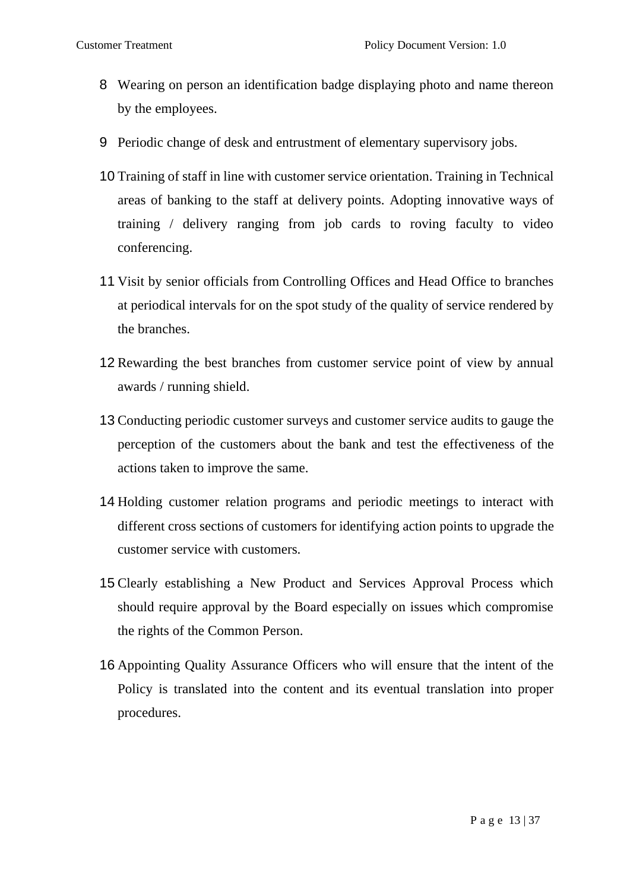8. Wearing on person an identification badge displaying photo and name thereon by the employees.

9. Periodic change of desk and entrustment of elementary supervisory jobs.

10. Training of staff in line with customer service orientation. Training in Technical areas of banking to the staff at delivery points. Adopting innovative ways of training / delivery ranging from job cards to roving faculty to video conferencing.

11. Visit by senior officials from Controlling Offices and Head Office to branches at periodical intervals for on the spot study of the quality of service rendered by the branches.

12. Rewarding the best branches from customer service point of view by annual awards / running shield.

13. Conducting periodic customer surveys and customer service audits to gauge the perception of the customers about the bank and test the effectiveness of the actions taken to improve the same.

14. Holding customer relation programs and periodic meetings to interact with different cross sections of customers for identifying action points to upgrade the customer service with customers.

15. Clearly establishing a New Product and Services Approval Process which should require approval by the Board especially on issues which compromise the rights of the Common Person.

16. Appointing Quality Assurance Officers who will ensure that the intent of the Policy is translated into the content and its eventual translation into proper procedures.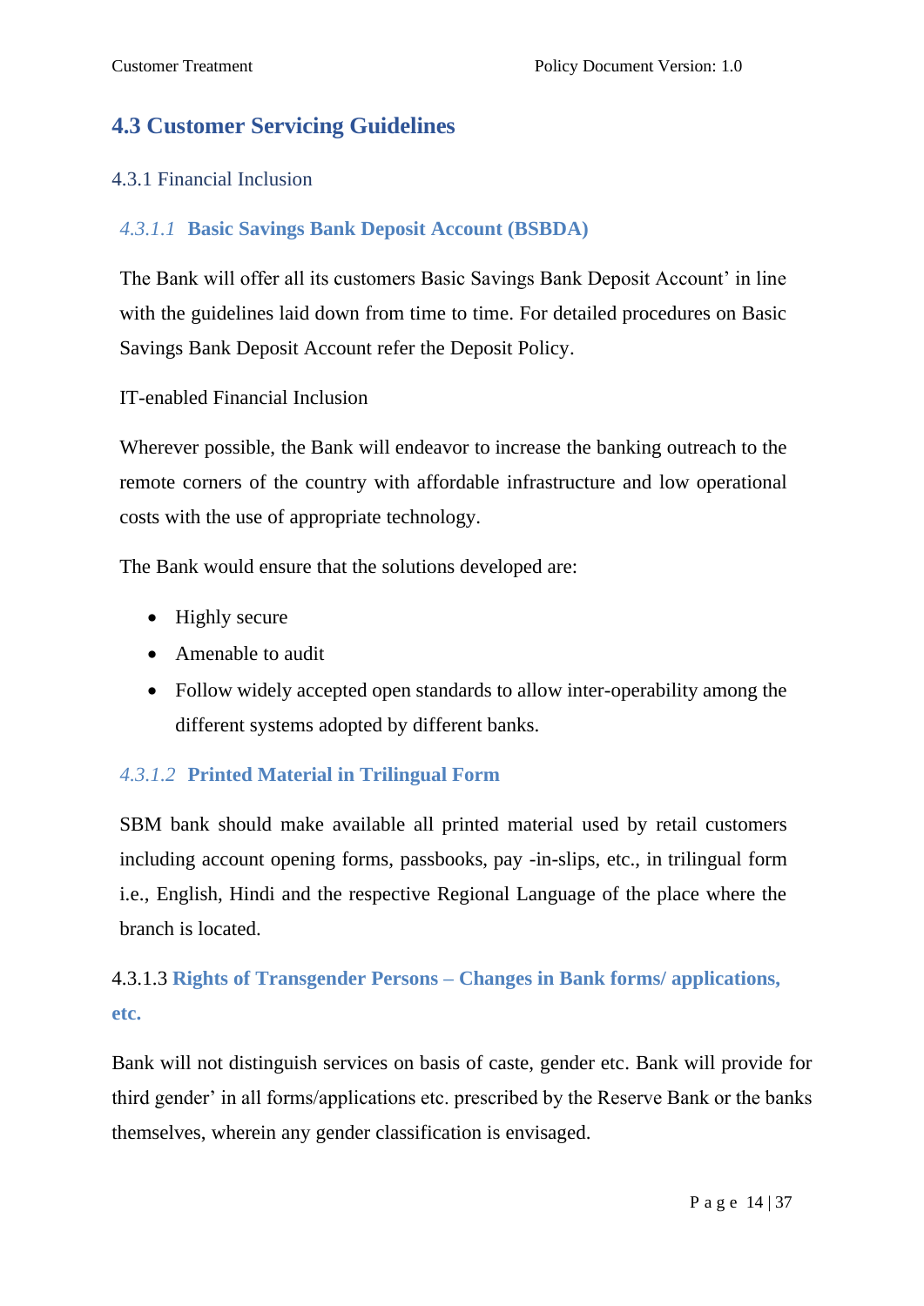## 4.3 Customer Servicing Guidelines

### 4.3.1 Financial Inclusion

#### *4.3.1.1* Basic Savings Bank Deposit Account (BSBDA)

The Bank will offer all its customers Basic Savings Bank Deposit Account' in line with the guidelines laid down from time to time. For detailed procedures on Basic Savings Bank Deposit Account refer the Deposit Policy.

IT-enabled Financial Inclusion

Wherever possible, the Bank will endeavor to increase the banking outreach to the remote corners of the country with affordable infrastructure and low operational costs with the use of appropriate technology.

The Bank would ensure that the solutions developed are:

- Highly secure
- Amenable to audit
- Follow widely accepted open standards to allow inter-operability among the different systems adopted by different banks.

#### *4.3.1.2* Printed Material in Trilingual Form

SBM bank should make available all printed material used by retail customers including account opening forms, passbooks, pay -in-slips, etc., in trilingual form i.e., English, Hindi and the respective Regional Language of the place where the branch is located.

#### 4.3.1.3 Rights of Transgender Persons – Changes in Bank forms/ applications, etc.

Bank will not distinguish services on basis of caste, gender etc. Bank will provide for third gender' in all forms/applications etc. prescribed by the Reserve Bank or the banks themselves, wherein any gender classification is envisaged.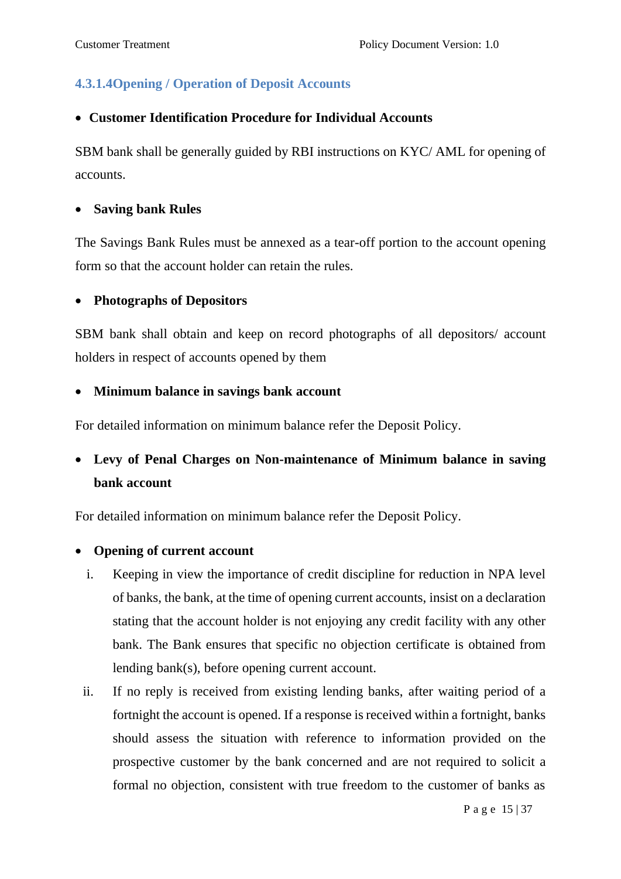#### 4.3.1.4Opening / Operation of Deposit Accounts

- **Customer Identification Procedure for Individual Accounts**

SBM bank shall be generally guided by RBI instructions on KYC/ AML for opening of accounts.

- **Saving bank Rules**

The Savings Bank Rules must be annexed as a tear-off portion to the account opening form so that the account holder can retain the rules.

- **Photographs of Depositors**

SBM bank shall obtain and keep on record photographs of all depositors/ account holders in respect of accounts opened by them

- **Minimum balance in savings bank account**

For detailed information on minimum balance refer the Deposit Policy.

- **Levy of Penal Charges on Non-maintenance of Minimum balance in saving bank account**

For detailed information on minimum balance refer the Deposit Policy.

- **Opening of current account**

  i. Keeping in view the importance of credit discipline for reduction in NPA level of banks, the bank, at the time of opening current accounts, insist on a declaration stating that the account holder is not enjoying any credit facility with any other bank. The Bank ensures that specific no objection certificate is obtained from lending bank(s), before opening current account.

  ii. If no reply is received from existing lending banks, after waiting period of a fortnight the account is opened. If a response is received within a fortnight, banks should assess the situation with reference to information provided on the prospective customer by the bank concerned and are not required to solicit a formal no objection, consistent with true freedom to the customer of banks as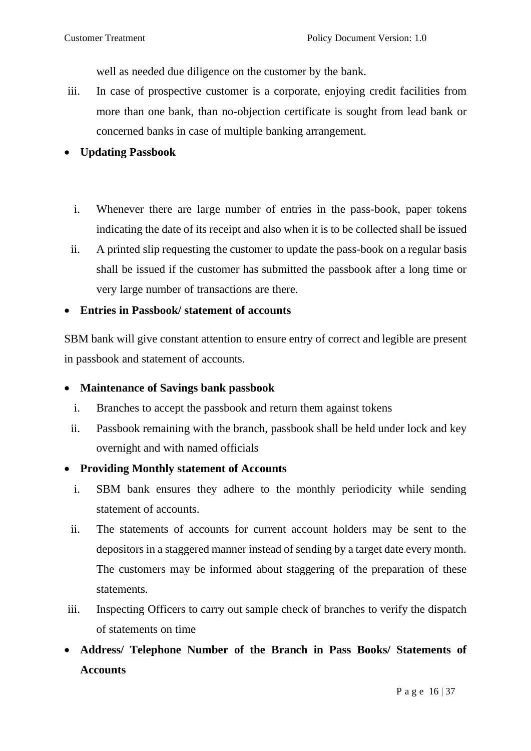well as needed due diligence on the customer by the bank.

iii. In case of prospective customer is a corporate, enjoying credit facilities from more than one bank, than no-objection certificate is sought from lead bank or concerned banks in case of multiple banking arrangement.

- **Updating Passbook**

  i. Whenever there are large number of entries in the pass-book, paper tokens indicating the date of its receipt and also when it is to be collected shall be issued

  ii. A printed slip requesting the customer to update the pass-book on a regular basis shall be issued if the customer has submitted the passbook after a long time or very large number of transactions are there.

- **Entries in Passbook/ statement of accounts**

SBM bank will give constant attention to ensure entry of correct and legible are present in passbook and statement of accounts.

- **Maintenance of Savings bank passbook**

  i. Branches to accept the passbook and return them against tokens

  ii. Passbook remaining with the branch, passbook shall be held under lock and key overnight and with named officials

- **Providing Monthly statement of Accounts**

  i. SBM bank ensures they adhere to the monthly periodicity while sending statement of accounts.

  ii. The statements of accounts for current account holders may be sent to the depositors in a staggered manner instead of sending by a target date every month. The customers may be informed about staggering of the preparation of these statements.

  iii. Inspecting Officers to carry out sample check of branches to verify the dispatch of statements on time

- **Address/ Telephone Number of the Branch in Pass Books/ Statements of Accounts**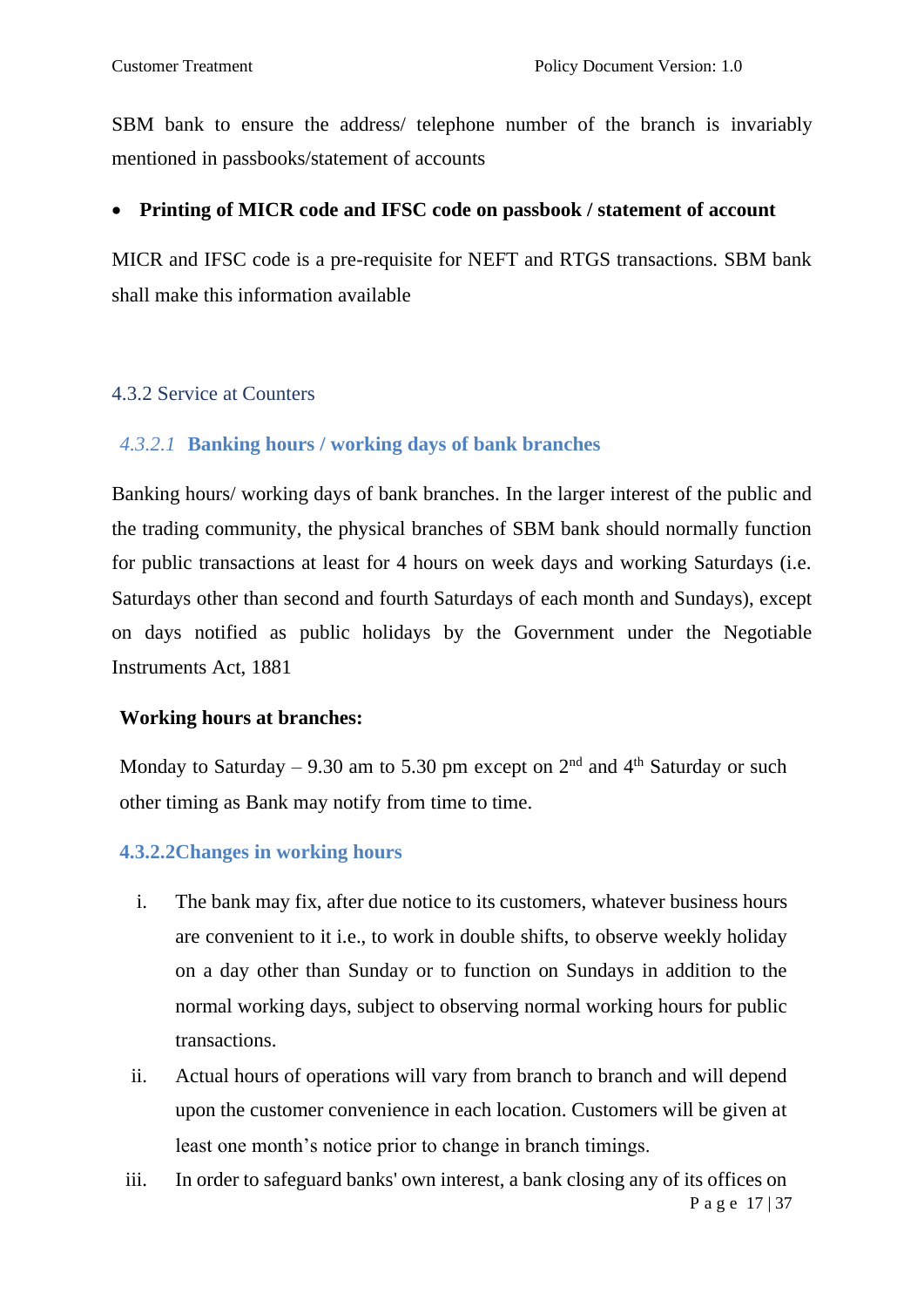SBM bank to ensure the address/ telephone number of the branch is invariably mentioned in passbooks/statement of accounts

- **Printing of MICR code and IFSC code on passbook / statement of account**

MICR and IFSC code is a pre-requisite for NEFT and RTGS transactions. SBM bank shall make this information available

### 4.3.2 Service at Counters

#### *4.3.2.1* Banking hours / working days of bank branches

Banking hours/ working days of bank branches. In the larger interest of the public and the trading community, the physical branches of SBM bank should normally function for public transactions at least for 4 hours on week days and working Saturdays (i.e. Saturdays other than second and fourth Saturdays of each month and Sundays), except on days notified as public holidays by the Government under the Negotiable Instruments Act, 1881

**Working hours at branches:**

Monday to Saturday – 9.30 am to 5.30 pm except on 2nd and 4th Saturday or such other timing as Bank may notify from time to time.

#### 4.3.2.2Changes in working hours

i. The bank may fix, after due notice to its customers, whatever business hours are convenient to it i.e., to work in double shifts, to observe weekly holiday on a day other than Sunday or to function on Sundays in addition to the normal working days, subject to observing normal working hours for public transactions.

ii. Actual hours of operations will vary from branch to branch and will depend upon the customer convenience in each location. Customers will be given at least one month's notice prior to change in branch timings.

iii. In order to safeguard banks' own interest, a bank closing any of its offices on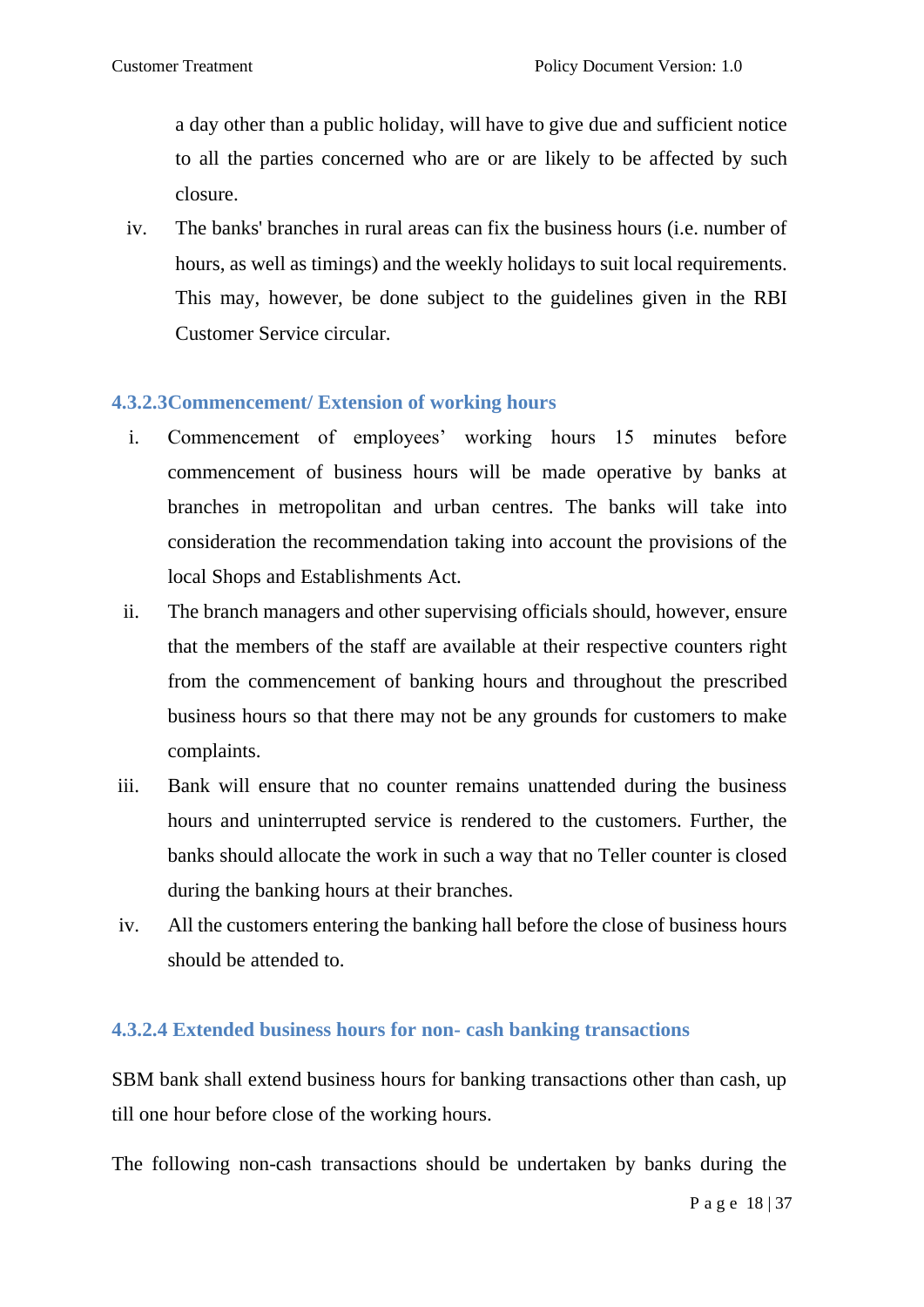a day other than a public holiday, will have to give due and sufficient notice to all the parties concerned who are or are likely to be affected by such closure.

iv. The banks' branches in rural areas can fix the business hours (i.e. number of hours, as well as timings) and the weekly holidays to suit local requirements. This may, however, be done subject to the guidelines given in the RBI Customer Service circular.

#### 4.3.2.3Commencement/ Extension of working hours

i. Commencement of employees' working hours 15 minutes before commencement of business hours will be made operative by banks at branches in metropolitan and urban centres. The banks will take into consideration the recommendation taking into account the provisions of the local Shops and Establishments Act.

ii. The branch managers and other supervising officials should, however, ensure that the members of the staff are available at their respective counters right from the commencement of banking hours and throughout the prescribed business hours so that there may not be any grounds for customers to make complaints.

iii. Bank will ensure that no counter remains unattended during the business hours and uninterrupted service is rendered to the customers. Further, the banks should allocate the work in such a way that no Teller counter is closed during the banking hours at their branches.

iv. All the customers entering the banking hall before the close of business hours should be attended to.

#### 4.3.2.4 Extended business hours for non- cash banking transactions

SBM bank shall extend business hours for banking transactions other than cash, up till one hour before close of the working hours.

The following non-cash transactions should be undertaken by banks during the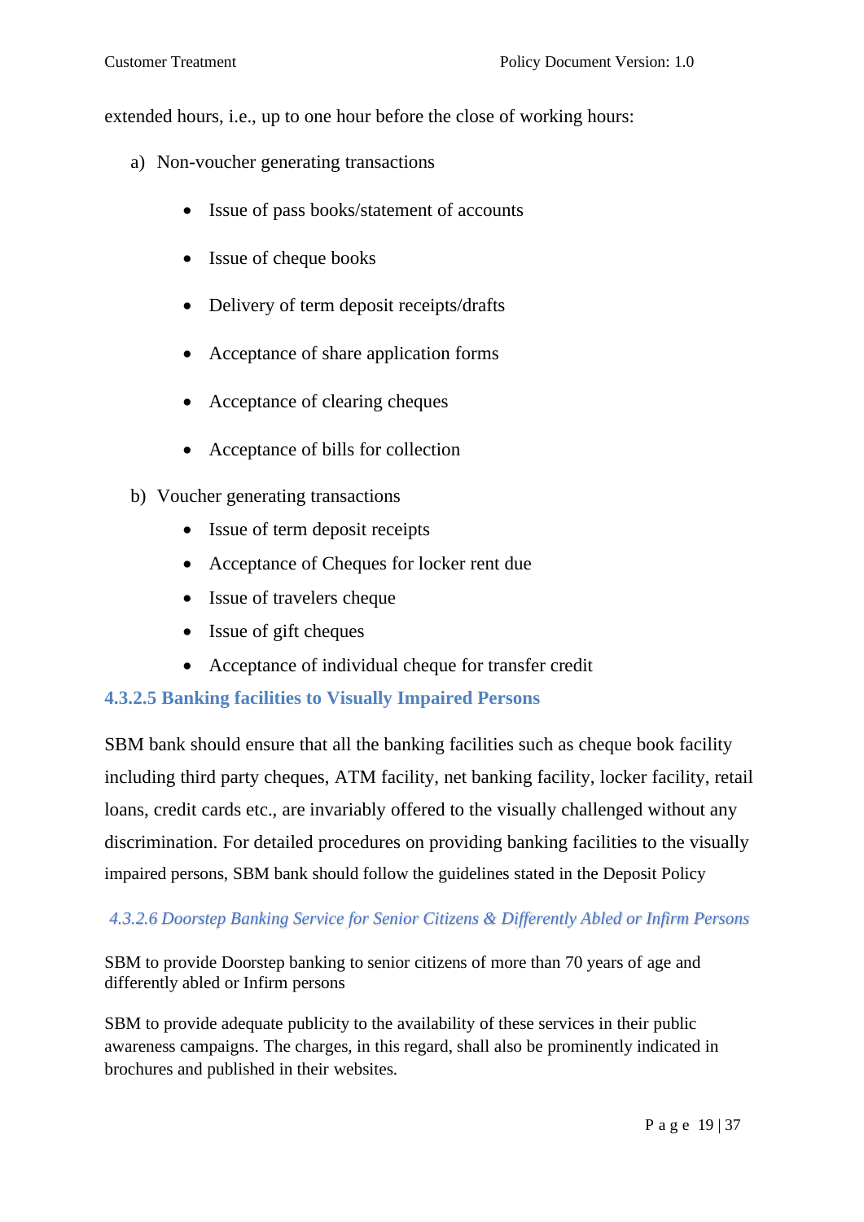extended hours, i.e., up to one hour before the close of working hours:

a) Non-voucher generating transactions

- Issue of pass books/statement of accounts
- Issue of cheque books
- Delivery of term deposit receipts/drafts
- Acceptance of share application forms
- Acceptance of clearing cheques
- Acceptance of bills for collection

b) Voucher generating transactions

- Issue of term deposit receipts
- Acceptance of Cheques for locker rent due
- Issue of travelers cheque
- Issue of gift cheques
- Acceptance of individual cheque for transfer credit

#### 4.3.2.5 Banking facilities to Visually Impaired Persons

SBM bank should ensure that all the banking facilities such as cheque book facility including third party cheques, ATM facility, net banking facility, locker facility, retail loans, credit cards etc., are invariably offered to the visually challenged without any discrimination. For detailed procedures on providing banking facilities to the visually impaired persons, SBM bank should follow the guidelines stated in the Deposit Policy

#### *4.3.2.6 Doorstep Banking Service for Senior Citizens & Differently Abled or Infirm Persons*

SBM to provide Doorstep banking to senior citizens of more than 70 years of age and differently abled or Infirm persons

SBM to provide adequate publicity to the availability of these services in their public awareness campaigns. The charges, in this regard, shall also be prominently indicated in brochures and published in their websites.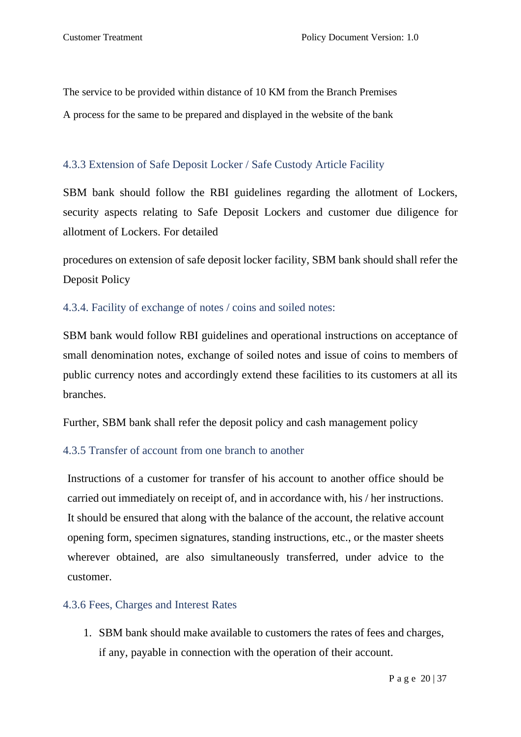The service to be provided within distance of 10 KM from the Branch Premises

A process for the same to be prepared and displayed in the website of the bank

### 4.3.3 Extension of Safe Deposit Locker / Safe Custody Article Facility

SBM bank should follow the RBI guidelines regarding the allotment of Lockers, security aspects relating to Safe Deposit Lockers and customer due diligence for allotment of Lockers. For detailed

procedures on extension of safe deposit locker facility, SBM bank should shall refer the Deposit Policy

### 4.3.4. Facility of exchange of notes / coins and soiled notes:

SBM bank would follow RBI guidelines and operational instructions on acceptance of small denomination notes, exchange of soiled notes and issue of coins to members of public currency notes and accordingly extend these facilities to its customers at all its branches.

Further, SBM bank shall refer the deposit policy and cash management policy

### 4.3.5 Transfer of account from one branch to another

Instructions of a customer for transfer of his account to another office should be carried out immediately on receipt of, and in accordance with, his / her instructions. It should be ensured that along with the balance of the account, the relative account opening form, specimen signatures, standing instructions, etc., or the master sheets wherever obtained, are also simultaneously transferred, under advice to the customer.

### 4.3.6 Fees, Charges and Interest Rates

1. SBM bank should make available to customers the rates of fees and charges, if any, payable in connection with the operation of their account.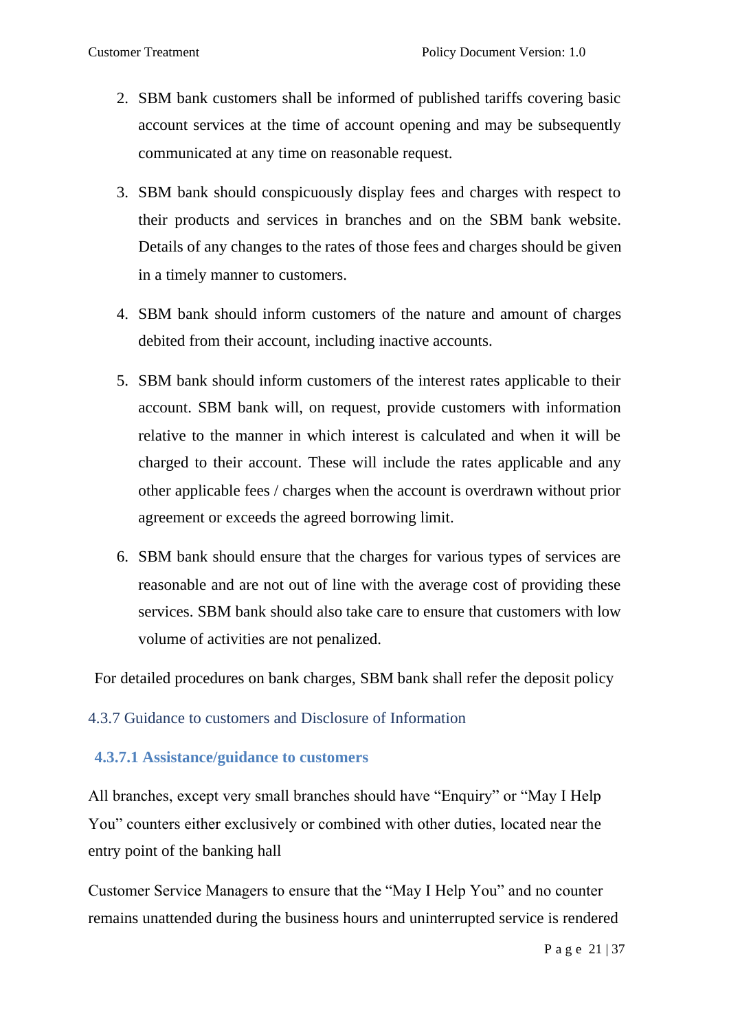2. SBM bank customers shall be informed of published tariffs covering basic account services at the time of account opening and may be subsequently communicated at any time on reasonable request.

3. SBM bank should conspicuously display fees and charges with respect to their products and services in branches and on the SBM bank website. Details of any changes to the rates of those fees and charges should be given in a timely manner to customers.

4. SBM bank should inform customers of the nature and amount of charges debited from their account, including inactive accounts.

5. SBM bank should inform customers of the interest rates applicable to their account. SBM bank will, on request, provide customers with information relative to the manner in which interest is calculated and when it will be charged to their account. These will include the rates applicable and any other applicable fees / charges when the account is overdrawn without prior agreement or exceeds the agreed borrowing limit.

6. SBM bank should ensure that the charges for various types of services are reasonable and are not out of line with the average cost of providing these services. SBM bank should also take care to ensure that customers with low volume of activities are not penalized.

For detailed procedures on bank charges, SBM bank shall refer the deposit policy

### 4.3.7 Guidance to customers and Disclosure of Information

#### 4.3.7.1 Assistance/guidance to customers

All branches, except very small branches should have "Enquiry" or "May I Help You" counters either exclusively or combined with other duties, located near the entry point of the banking hall

Customer Service Managers to ensure that the "May I Help You" and no counter remains unattended during the business hours and uninterrupted service is rendered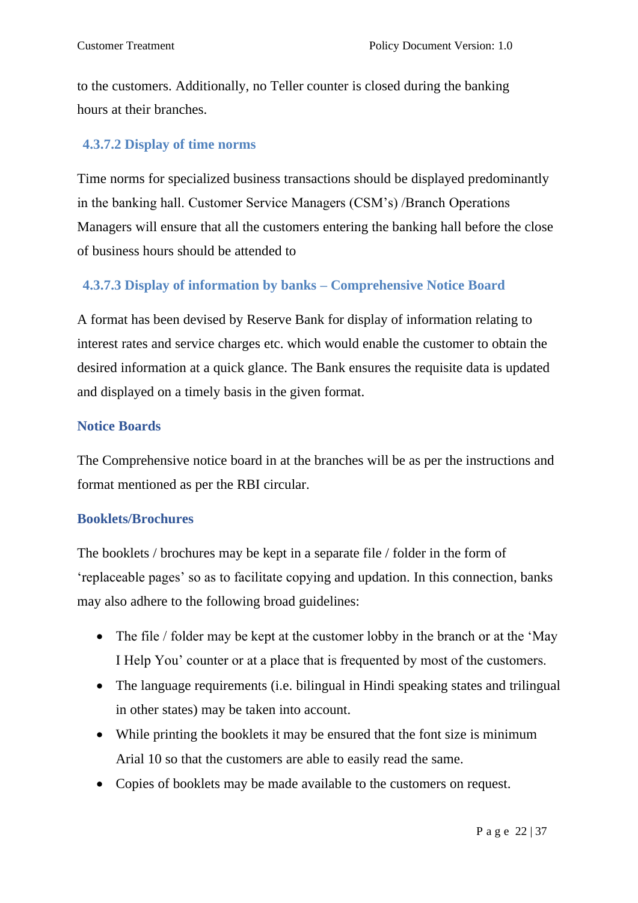to the customers. Additionally, no Teller counter is closed during the banking hours at their branches.

#### 4.3.7.2 Display of time norms

Time norms for specialized business transactions should be displayed predominantly in the banking hall. Customer Service Managers (CSM's) /Branch Operations Managers will ensure that all the customers entering the banking hall before the close of business hours should be attended to

#### 4.3.7.3 Display of information by banks – Comprehensive Notice Board

A format has been devised by Reserve Bank for display of information relating to interest rates and service charges etc. which would enable the customer to obtain the desired information at a quick glance. The Bank ensures the requisite data is updated and displayed on a timely basis in the given format.

**Notice Boards**

The Comprehensive notice board in at the branches will be as per the instructions and format mentioned as per the RBI circular.

**Booklets/Brochures**

The booklets / brochures may be kept in a separate file / folder in the form of 'replaceable pages' so as to facilitate copying and updation. In this connection, banks may also adhere to the following broad guidelines:

- The file / folder may be kept at the customer lobby in the branch or at the 'May I Help You' counter or at a place that is frequented by most of the customers.
- The language requirements (i.e. bilingual in Hindi speaking states and trilingual in other states) may be taken into account.
- While printing the booklets it may be ensured that the font size is minimum Arial 10 so that the customers are able to easily read the same.
- Copies of booklets may be made available to the customers on request.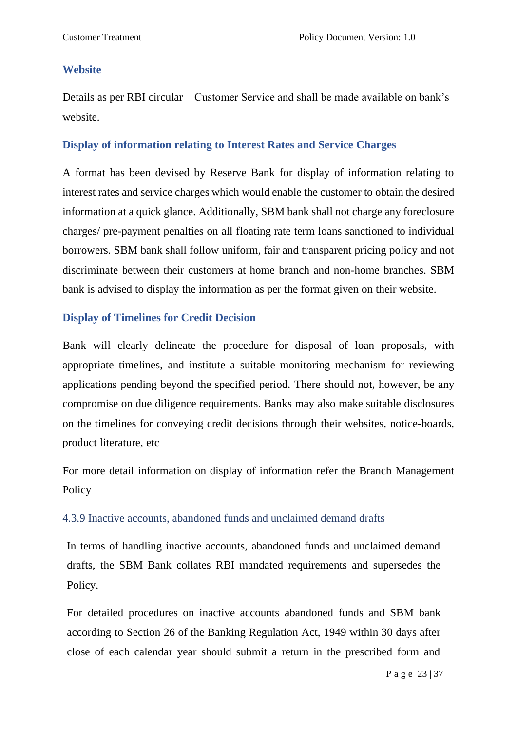### Website

Details as per RBI circular – Customer Service and shall be made available on bank's website.

### Display of information relating to Interest Rates and Service Charges

A format has been devised by Reserve Bank for display of information relating to interest rates and service charges which would enable the customer to obtain the desired information at a quick glance. Additionally, SBM bank shall not charge any foreclosure charges/ pre-payment penalties on all floating rate term loans sanctioned to individual borrowers. SBM bank shall follow uniform, fair and transparent pricing policy and not discriminate between their customers at home branch and non-home branches. SBM bank is advised to display the information as per the format given on their website.

### Display of Timelines for Credit Decision

Bank will clearly delineate the procedure for disposal of loan proposals, with appropriate timelines, and institute a suitable monitoring mechanism for reviewing applications pending beyond the specified period. There should not, however, be any compromise on due diligence requirements. Banks may also make suitable disclosures on the timelines for conveying credit decisions through their websites, notice-boards, product literature, etc

For more detail information on display of information refer the Branch Management Policy

### 4.3.9 Inactive accounts, abandoned funds and unclaimed demand drafts

In terms of handling inactive accounts, abandoned funds and unclaimed demand drafts, the SBM Bank collates RBI mandated requirements and supersedes the Policy.

For detailed procedures on inactive accounts abandoned funds and SBM bank according to Section 26 of the Banking Regulation Act, 1949 within 30 days after close of each calendar year should submit a return in the prescribed form and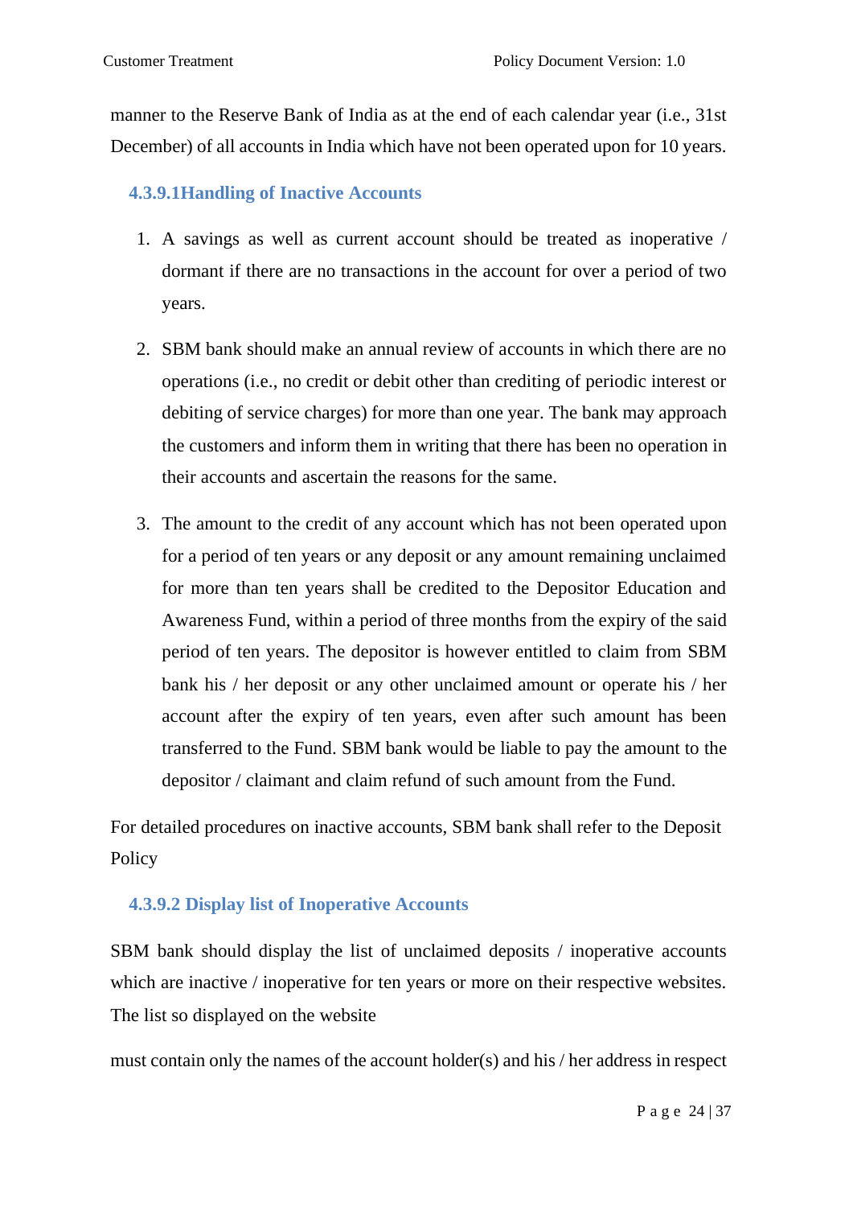manner to the Reserve Bank of India as at the end of each calendar year (i.e., 31st December) of all accounts in India which have not been operated upon for 10 years.

#### 4.3.9.1Handling of Inactive Accounts

1. A savings as well as current account should be treated as inoperative / dormant if there are no transactions in the account for over a period of two years.

2. SBM bank should make an annual review of accounts in which there are no operations (i.e., no credit or debit other than crediting of periodic interest or debiting of service charges) for more than one year. The bank may approach the customers and inform them in writing that there has been no operation in their accounts and ascertain the reasons for the same.

3. The amount to the credit of any account which has not been operated upon for a period of ten years or any deposit or any amount remaining unclaimed for more than ten years shall be credited to the Depositor Education and Awareness Fund, within a period of three months from the expiry of the said period of ten years. The depositor is however entitled to claim from SBM bank his / her deposit or any other unclaimed amount or operate his / her account after the expiry of ten years, even after such amount has been transferred to the Fund. SBM bank would be liable to pay the amount to the depositor / claimant and claim refund of such amount from the Fund.

For detailed procedures on inactive accounts, SBM bank shall refer to the Deposit Policy

#### 4.3.9.2 Display list of Inoperative Accounts

SBM bank should display the list of unclaimed deposits / inoperative accounts which are inactive / inoperative for ten years or more on their respective websites. The list so displayed on the website

must contain only the names of the account holder(s) and his / her address in respect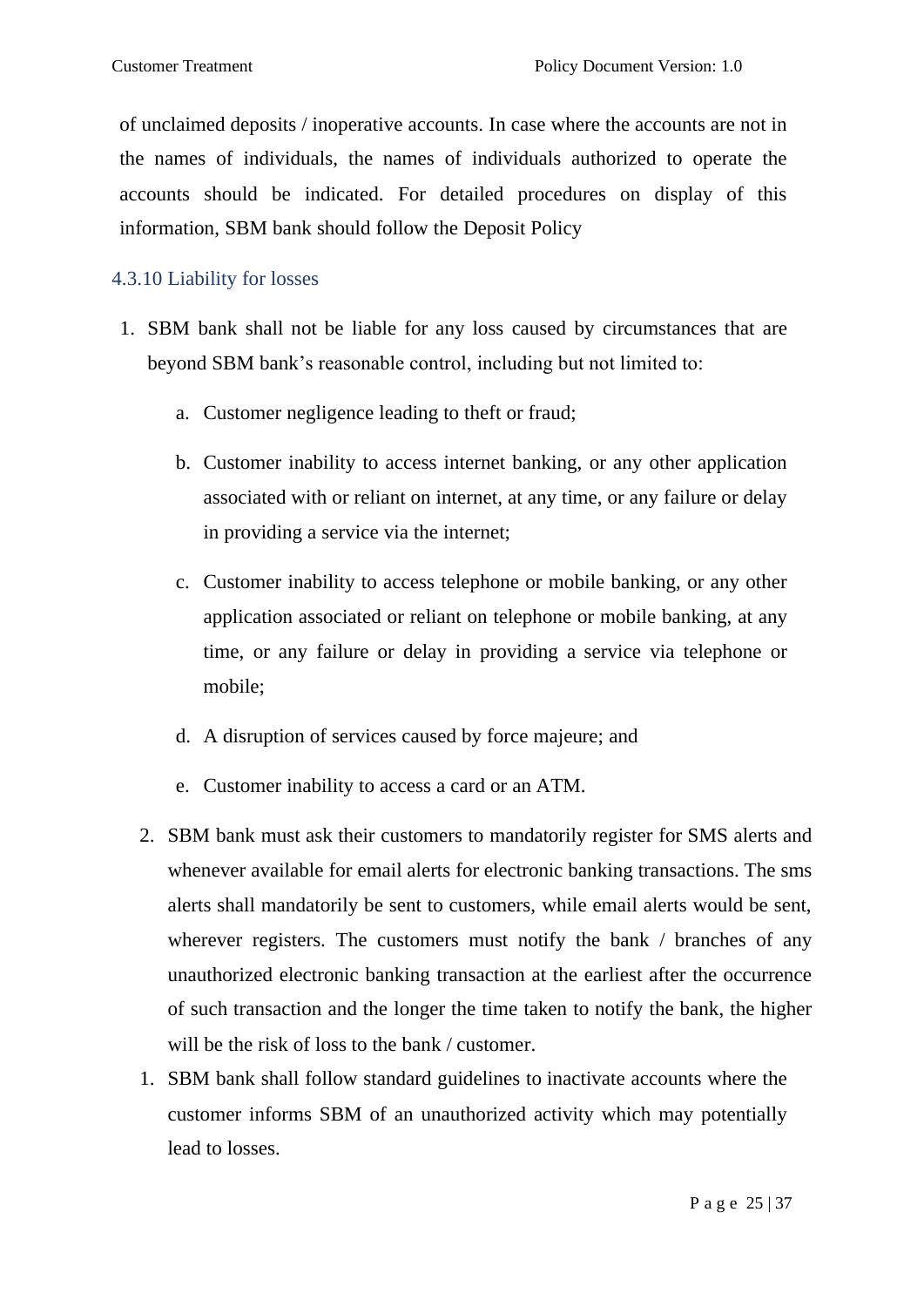of unclaimed deposits / inoperative accounts. In case where the accounts are not in the names of individuals, the names of individuals authorized to operate the accounts should be indicated. For detailed procedures on display of this information, SBM bank should follow the Deposit Policy

### 4.3.10 Liability for losses

1. SBM bank shall not be liable for any loss caused by circumstances that are beyond SBM bank's reasonable control, including but not limited to:

   a. Customer negligence leading to theft or fraud;

   b. Customer inability to access internet banking, or any other application associated with or reliant on internet, at any time, or any failure or delay in providing a service via the internet;

   c. Customer inability to access telephone or mobile banking, or any other application associated or reliant on telephone or mobile banking, at any time, or any failure or delay in providing a service via telephone or mobile;

   d. A disruption of services caused by force majeure; and

   e. Customer inability to access a card or an ATM.

2. SBM bank must ask their customers to mandatorily register for SMS alerts and whenever available for email alerts for electronic banking transactions. The sms alerts shall mandatorily be sent to customers, while email alerts would be sent, wherever registers. The customers must notify the bank / branches of any unauthorized electronic banking transaction at the earliest after the occurrence of such transaction and the longer the time taken to notify the bank, the higher will be the risk of loss to the bank / customer.

1. SBM bank shall follow standard guidelines to inactivate accounts where the customer informs SBM of an unauthorized activity which may potentially lead to losses.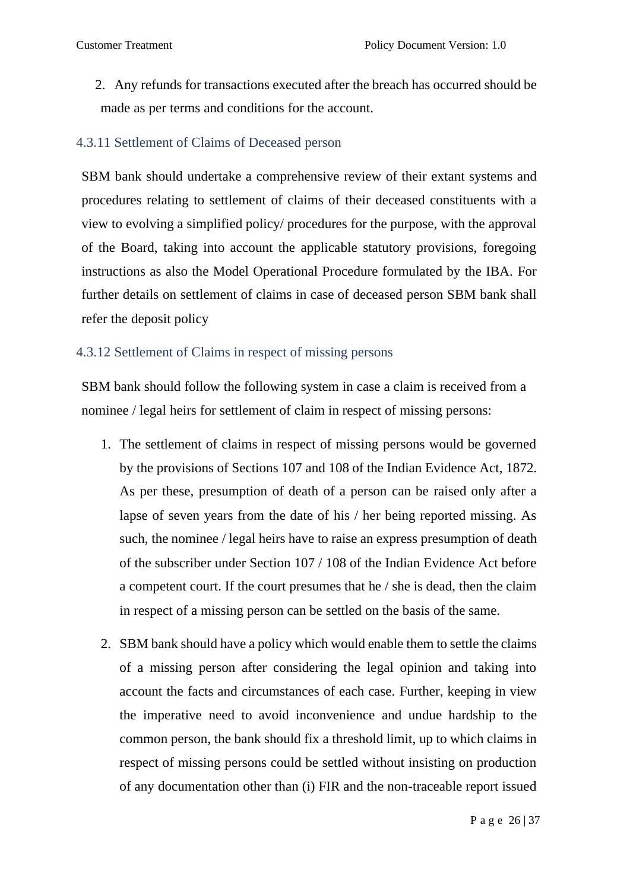2. Any refunds for transactions executed after the breach has occurred should be made as per terms and conditions for the account.

### 4.3.11 Settlement of Claims of Deceased person

SBM bank should undertake a comprehensive review of their extant systems and procedures relating to settlement of claims of their deceased constituents with a view to evolving a simplified policy/ procedures for the purpose, with the approval of the Board, taking into account the applicable statutory provisions, foregoing instructions as also the Model Operational Procedure formulated by the IBA. For further details on settlement of claims in case of deceased person SBM bank shall refer the deposit policy

### 4.3.12 Settlement of Claims in respect of missing persons

SBM bank should follow the following system in case a claim is received from a nominee / legal heirs for settlement of claim in respect of missing persons:

1. The settlement of claims in respect of missing persons would be governed by the provisions of Sections 107 and 108 of the Indian Evidence Act, 1872. As per these, presumption of death of a person can be raised only after a lapse of seven years from the date of his / her being reported missing. As such, the nominee / legal heirs have to raise an express presumption of death of the subscriber under Section 107 / 108 of the Indian Evidence Act before a competent court. If the court presumes that he / she is dead, then the claim in respect of a missing person can be settled on the basis of the same.
2. SBM bank should have a policy which would enable them to settle the claims of a missing person after considering the legal opinion and taking into account the facts and circumstances of each case. Further, keeping in view the imperative need to avoid inconvenience and undue hardship to the common person, the bank should fix a threshold limit, up to which claims in respect of missing persons could be settled without insisting on production of any documentation other than (i) FIR and the non-traceable report issued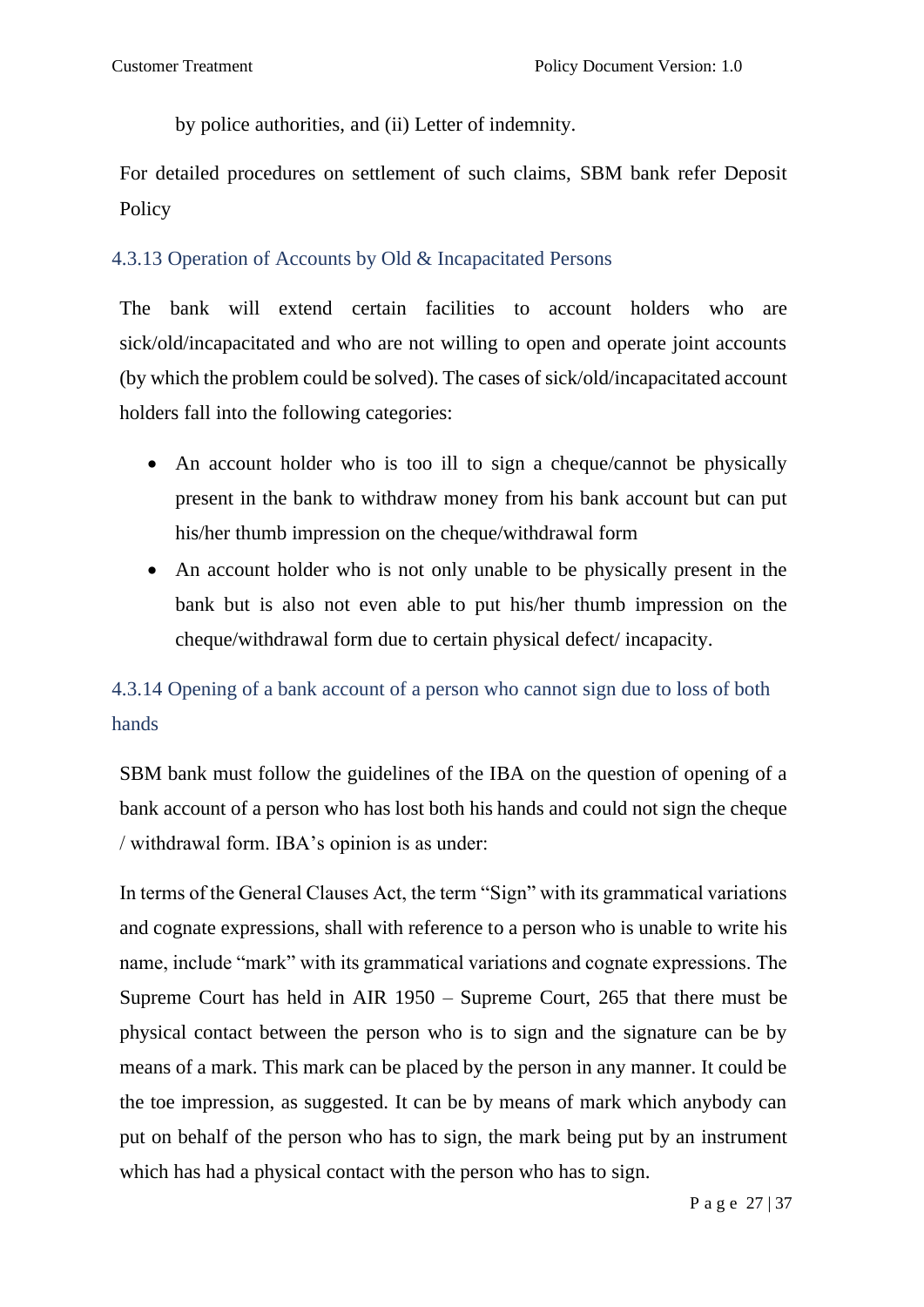by police authorities, and (ii) Letter of indemnity.

For detailed procedures on settlement of such claims, SBM bank refer Deposit Policy

### 4.3.13 Operation of Accounts by Old & Incapacitated Persons

The bank will extend certain facilities to account holders who are sick/old/incapacitated and who are not willing to open and operate joint accounts (by which the problem could be solved). The cases of sick/old/incapacitated account holders fall into the following categories:

- An account holder who is too ill to sign a cheque/cannot be physically present in the bank to withdraw money from his bank account but can put his/her thumb impression on the cheque/withdrawal form
- An account holder who is not only unable to be physically present in the bank but is also not even able to put his/her thumb impression on the cheque/withdrawal form due to certain physical defect/ incapacity.

### 4.3.14 Opening of a bank account of a person who cannot sign due to loss of both hands

SBM bank must follow the guidelines of the IBA on the question of opening of a bank account of a person who has lost both his hands and could not sign the cheque / withdrawal form. IBA's opinion is as under:

In terms of the General Clauses Act, the term "Sign" with its grammatical variations and cognate expressions, shall with reference to a person who is unable to write his name, include "mark" with its grammatical variations and cognate expressions. The Supreme Court has held in AIR 1950 – Supreme Court, 265 that there must be physical contact between the person who is to sign and the signature can be by means of a mark. This mark can be placed by the person in any manner. It could be the toe impression, as suggested. It can be by means of mark which anybody can put on behalf of the person who has to sign, the mark being put by an instrument which has had a physical contact with the person who has to sign.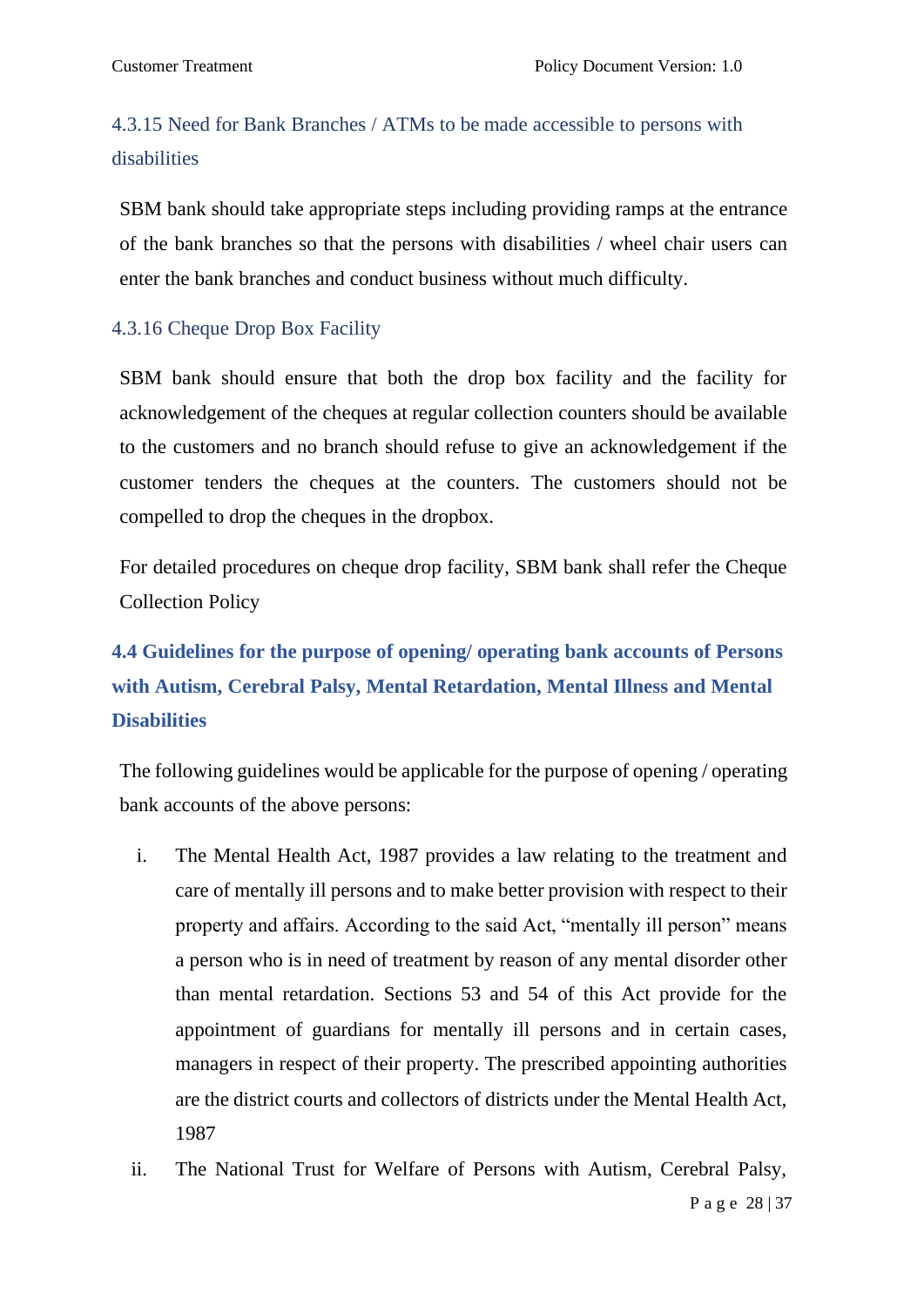#### 4.3.15 Need for Bank Branches / ATMs to be made accessible to persons with disabilities

SBM bank should take appropriate steps including providing ramps at the entrance of the bank branches so that the persons with disabilities / wheel chair users can enter the bank branches and conduct business without much difficulty.

#### 4.3.16 Cheque Drop Box Facility

SBM bank should ensure that both the drop box facility and the facility for acknowledgement of the cheques at regular collection counters should be available to the customers and no branch should refuse to give an acknowledgement if the customer tenders the cheques at the counters. The customers should not be compelled to drop the cheques in the dropbox.

For detailed procedures on cheque drop facility, SBM bank shall refer the Cheque Collection Policy

### 4.4 Guidelines for the purpose of opening/ operating bank accounts of Persons with Autism, Cerebral Palsy, Mental Retardation, Mental Illness and Mental Disabilities

The following guidelines would be applicable for the purpose of opening / operating bank accounts of the above persons:

i. The Mental Health Act, 1987 provides a law relating to the treatment and care of mentally ill persons and to make better provision with respect to their property and affairs. According to the said Act, "mentally ill person" means a person who is in need of treatment by reason of any mental disorder other than mental retardation. Sections 53 and 54 of this Act provide for the appointment of guardians for mentally ill persons and in certain cases, managers in respect of their property. The prescribed appointing authorities are the district courts and collectors of districts under the Mental Health Act, 1987

ii. The National Trust for Welfare of Persons with Autism, Cerebral Palsy,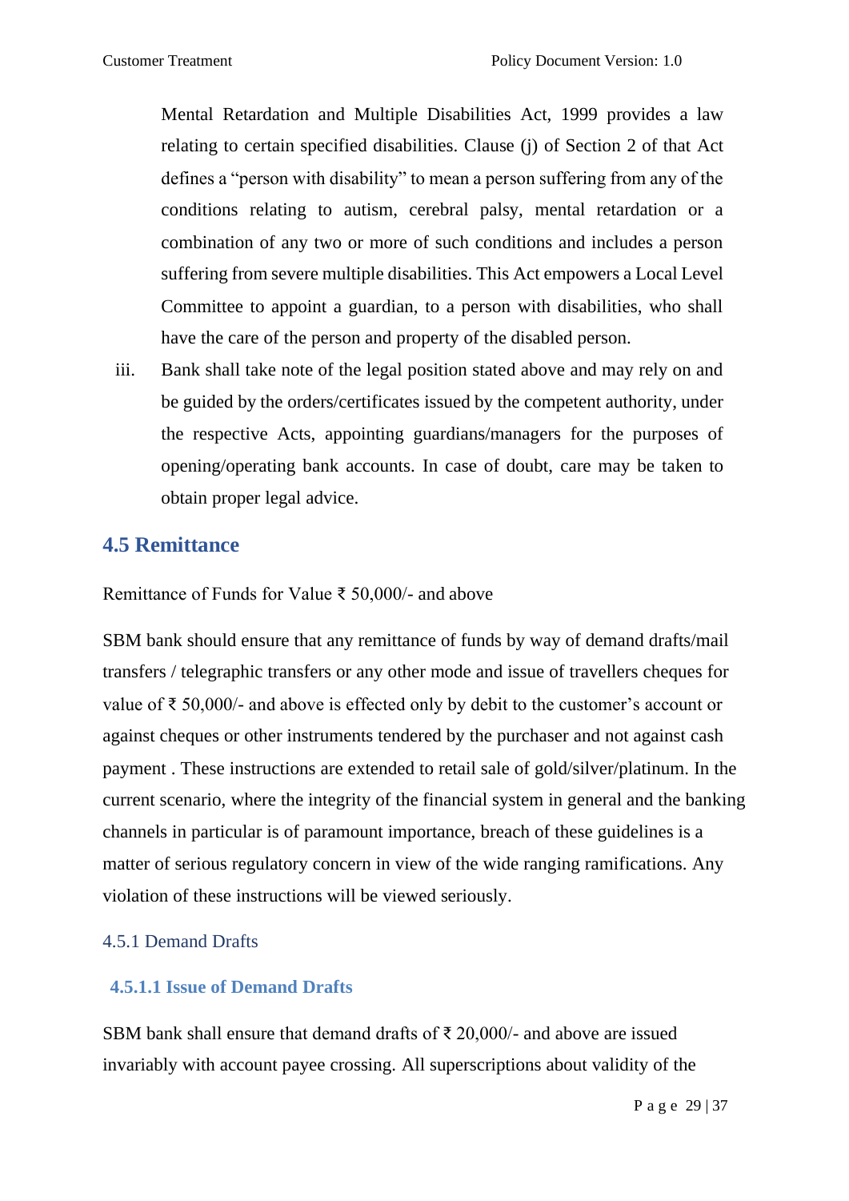Mental Retardation and Multiple Disabilities Act, 1999 provides a law relating to certain specified disabilities. Clause (j) of Section 2 of that Act defines a "person with disability" to mean a person suffering from any of the conditions relating to autism, cerebral palsy, mental retardation or a combination of any two or more of such conditions and includes a person suffering from severe multiple disabilities. This Act empowers a Local Level Committee to appoint a guardian, to a person with disabilities, who shall have the care of the person and property of the disabled person.

iii. Bank shall take note of the legal position stated above and may rely on and be guided by the orders/certificates issued by the competent authority, under the respective Acts, appointing guardians/managers for the purposes of opening/operating bank accounts. In case of doubt, care may be taken to obtain proper legal advice.

## 4.5 Remittance

Remittance of Funds for Value ₹ 50,000/- and above

SBM bank should ensure that any remittance of funds by way of demand drafts/mail transfers / telegraphic transfers or any other mode and issue of travellers cheques for value of ₹ 50,000/- and above is effected only by debit to the customer's account or against cheques or other instruments tendered by the purchaser and not against cash payment . These instructions are extended to retail sale of gold/silver/platinum. In the current scenario, where the integrity of the financial system in general and the banking channels in particular is of paramount importance, breach of these guidelines is a matter of serious regulatory concern in view of the wide ranging ramifications. Any violation of these instructions will be viewed seriously.

### 4.5.1 Demand Drafts

#### 4.5.1.1 Issue of Demand Drafts

SBM bank shall ensure that demand drafts of ₹ 20,000/- and above are issued invariably with account payee crossing. All superscriptions about validity of the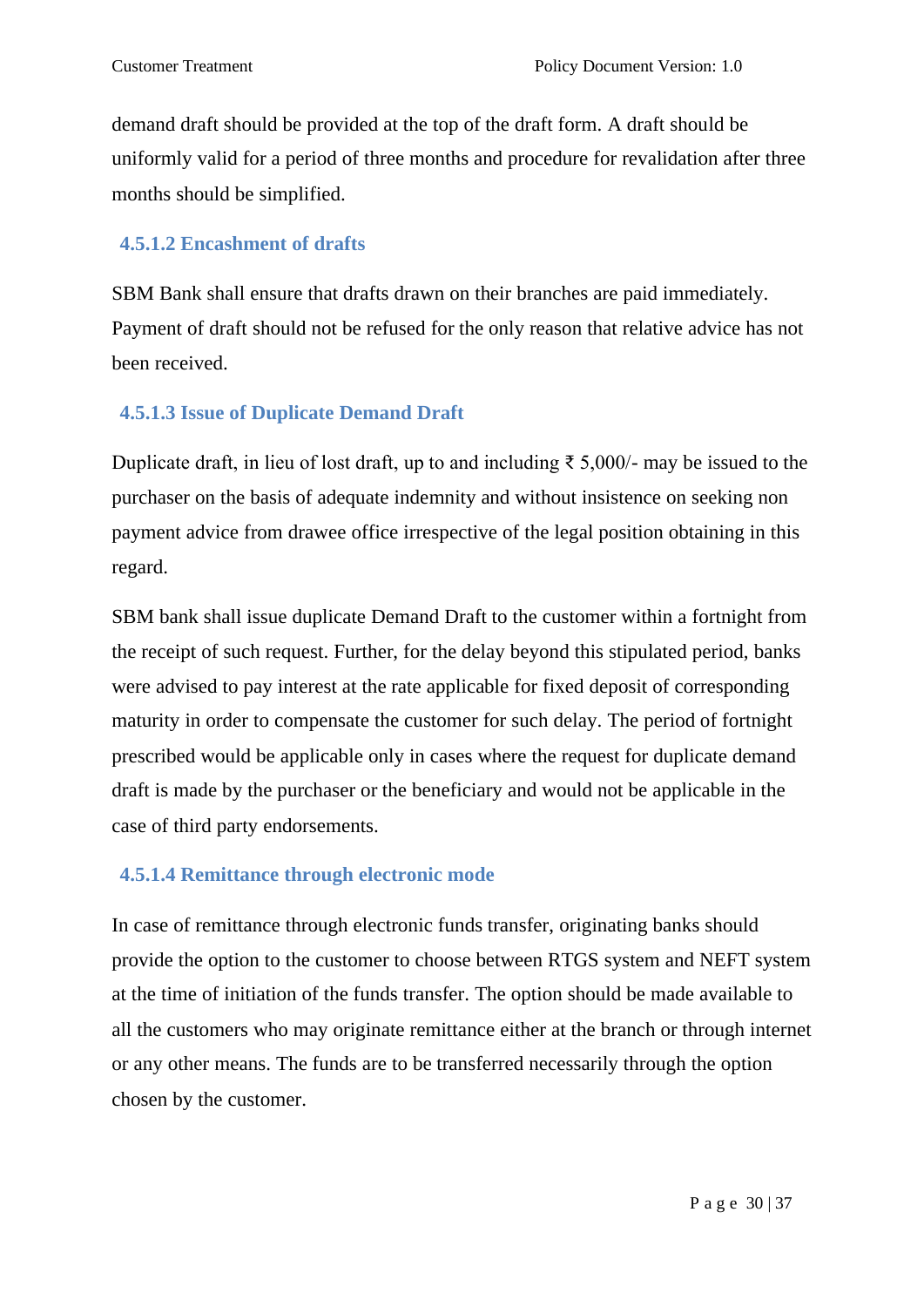demand draft should be provided at the top of the draft form. A draft should be uniformly valid for a period of three months and procedure for revalidation after three months should be simplified.

#### 4.5.1.2 Encashment of drafts

SBM Bank shall ensure that drafts drawn on their branches are paid immediately. Payment of draft should not be refused for the only reason that relative advice has not been received.

#### 4.5.1.3 Issue of Duplicate Demand Draft

Duplicate draft, in lieu of lost draft, up to and including ₹ 5,000/- may be issued to the purchaser on the basis of adequate indemnity and without insistence on seeking non payment advice from drawee office irrespective of the legal position obtaining in this regard.

SBM bank shall issue duplicate Demand Draft to the customer within a fortnight from the receipt of such request. Further, for the delay beyond this stipulated period, banks were advised to pay interest at the rate applicable for fixed deposit of corresponding maturity in order to compensate the customer for such delay. The period of fortnight prescribed would be applicable only in cases where the request for duplicate demand draft is made by the purchaser or the beneficiary and would not be applicable in the case of third party endorsements.

#### 4.5.1.4 Remittance through electronic mode

In case of remittance through electronic funds transfer, originating banks should provide the option to the customer to choose between RTGS system and NEFT system at the time of initiation of the funds transfer. The option should be made available to all the customers who may originate remittance either at the branch or through internet or any other means. The funds are to be transferred necessarily through the option chosen by the customer.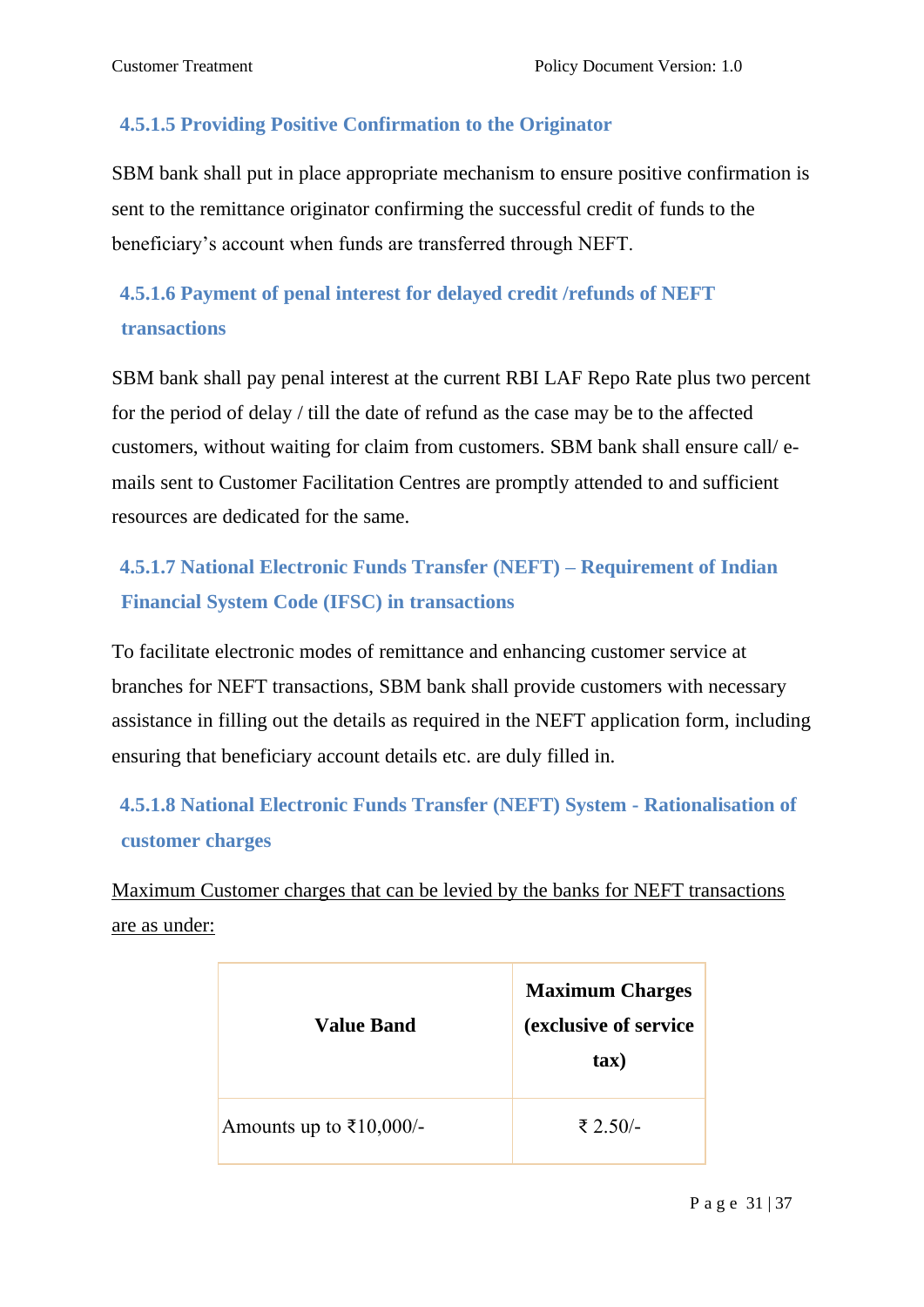#### 4.5.1.5 Providing Positive Confirmation to the Originator

SBM bank shall put in place appropriate mechanism to ensure positive confirmation is sent to the remittance originator confirming the successful credit of funds to the beneficiary's account when funds are transferred through NEFT.

#### 4.5.1.6 Payment of penal interest for delayed credit /refunds of NEFT transactions

SBM bank shall pay penal interest at the current RBI LAF Repo Rate plus two percent for the period of delay / till the date of refund as the case may be to the affected customers, without waiting for claim from customers. SBM bank shall ensure call/ e-mails sent to Customer Facilitation Centres are promptly attended to and sufficient resources are dedicated for the same.

#### 4.5.1.7 National Electronic Funds Transfer (NEFT) – Requirement of Indian Financial System Code (IFSC) in transactions

To facilitate electronic modes of remittance and enhancing customer service at branches for NEFT transactions, SBM bank shall provide customers with necessary assistance in filling out the details as required in the NEFT application form, including ensuring that beneficiary account details etc. are duly filled in.

#### 4.5.1.8 National Electronic Funds Transfer (NEFT) System - Rationalisation of customer charges

<u>Maximum Customer charges that can be levied by the banks for NEFT transactions are as under:</u>

| Value Band | Maximum Charges (exclusive of service tax) |
|---|---|
| Amounts up to ₹10,000/- | ₹ 2.50/- |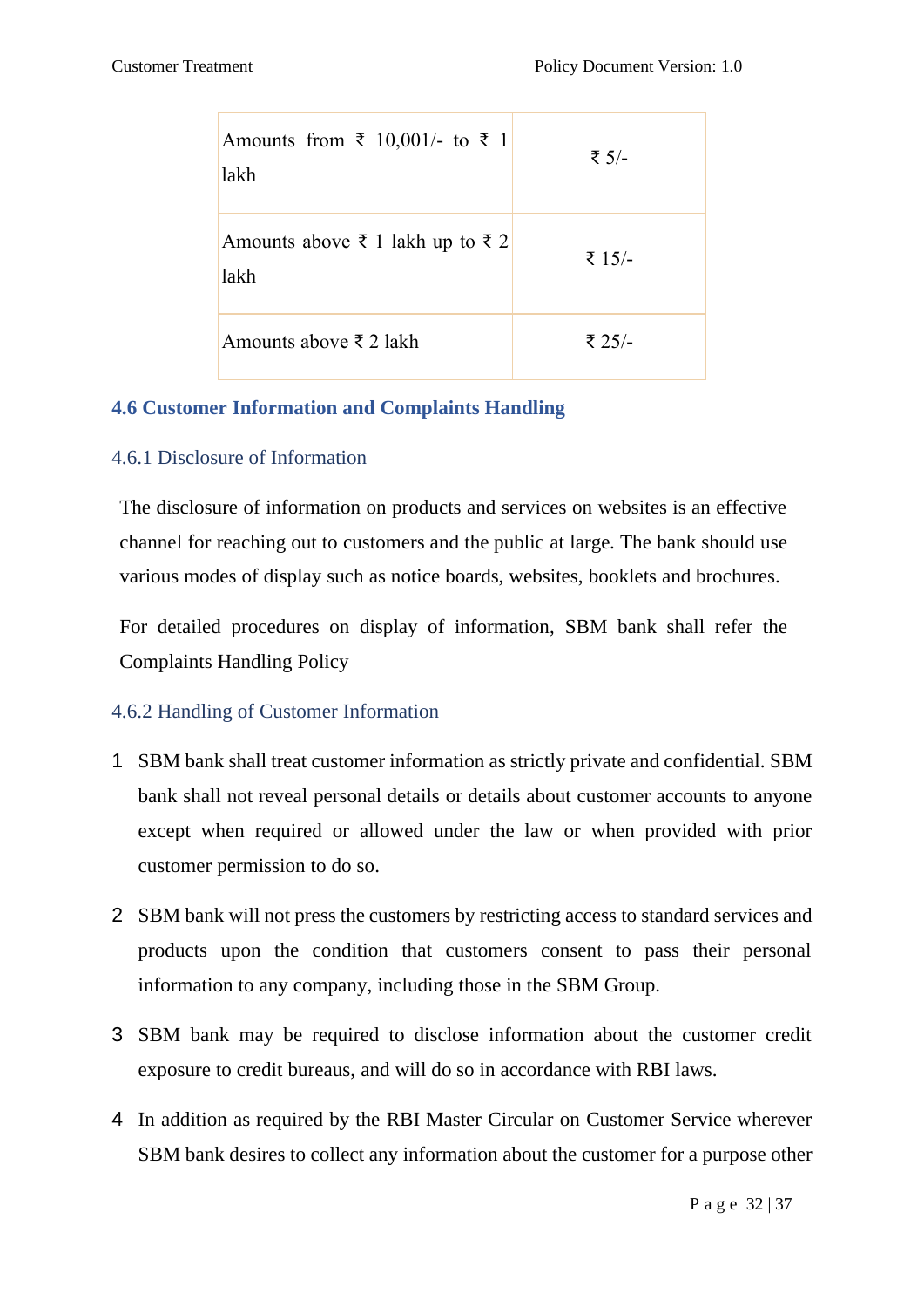| Amounts from ₹ 10,001/- to ₹ 1 lakh | ₹ 5/- |
|---|---|
| Amounts above ₹ 1 lakh up to ₹ 2 lakh | ₹ 15/- |
| Amounts above ₹ 2 lakh | ₹ 25/- |

## 4.6 Customer Information and Complaints Handling

### 4.6.1 Disclosure of Information

The disclosure of information on products and services on websites is an effective channel for reaching out to customers and the public at large. The bank should use various modes of display such as notice boards, websites, booklets and brochures.

For detailed procedures on display of information, SBM bank shall refer the Complaints Handling Policy

### 4.6.2 Handling of Customer Information

1. SBM bank shall treat customer information as strictly private and confidential. SBM bank shall not reveal personal details or details about customer accounts to anyone except when required or allowed under the law or when provided with prior customer permission to do so.

2. SBM bank will not press the customers by restricting access to standard services and products upon the condition that customers consent to pass their personal information to any company, including those in the SBM Group.

3. SBM bank may be required to disclose information about the customer credit exposure to credit bureaus, and will do so in accordance with RBI laws.

4. In addition as required by the RBI Master Circular on Customer Service wherever SBM bank desires to collect any information about the customer for a purpose other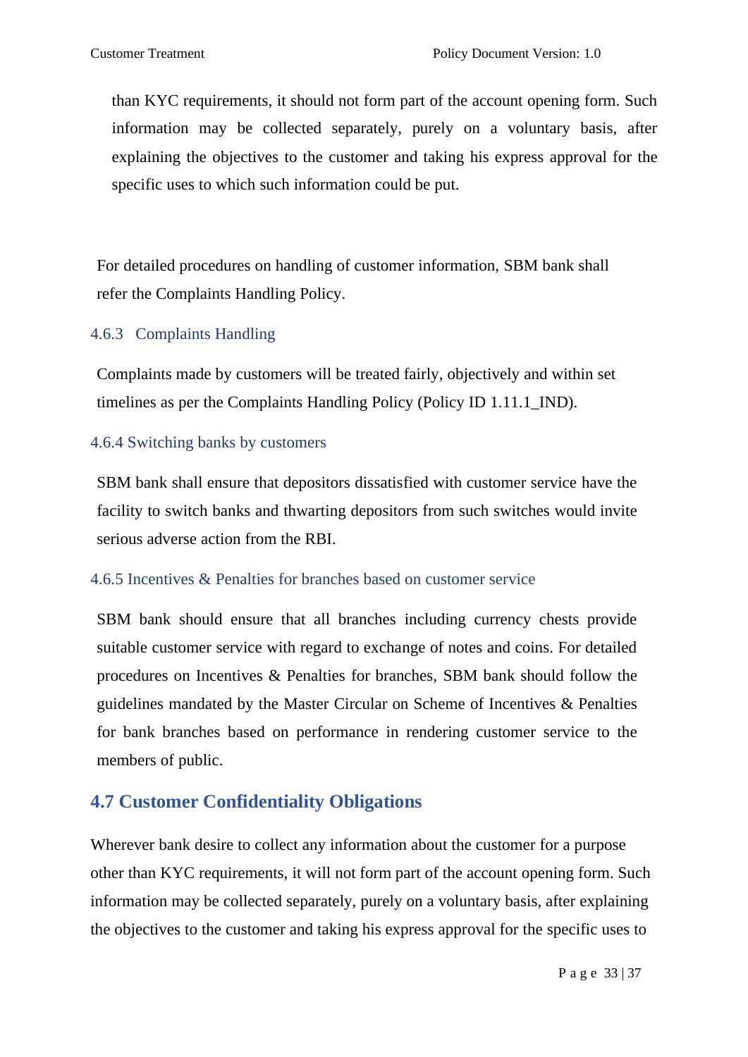than KYC requirements, it should not form part of the account opening form. Such information may be collected separately, purely on a voluntary basis, after explaining the objectives to the customer and taking his express approval for the specific uses to which such information could be put.

For detailed procedures on handling of customer information, SBM bank shall refer the Complaints Handling Policy.

### 4.6.3 Complaints Handling

Complaints made by customers will be treated fairly, objectively and within set timelines as per the Complaints Handling Policy (Policy ID 1.11.1_IND).

### 4.6.4 Switching banks by customers

SBM bank shall ensure that depositors dissatisfied with customer service have the facility to switch banks and thwarting depositors from such switches would invite serious adverse action from the RBI.

### 4.6.5 Incentives & Penalties for branches based on customer service

SBM bank should ensure that all branches including currency chests provide suitable customer service with regard to exchange of notes and coins. For detailed procedures on Incentives & Penalties for branches, SBM bank should follow the guidelines mandated by the Master Circular on Scheme of Incentives & Penalties for bank branches based on performance in rendering customer service to the members of public.

## 4.7 Customer Confidentiality Obligations

Wherever bank desire to collect any information about the customer for a purpose other than KYC requirements, it will not form part of the account opening form. Such information may be collected separately, purely on a voluntary basis, after explaining the objectives to the customer and taking his express approval for the specific uses to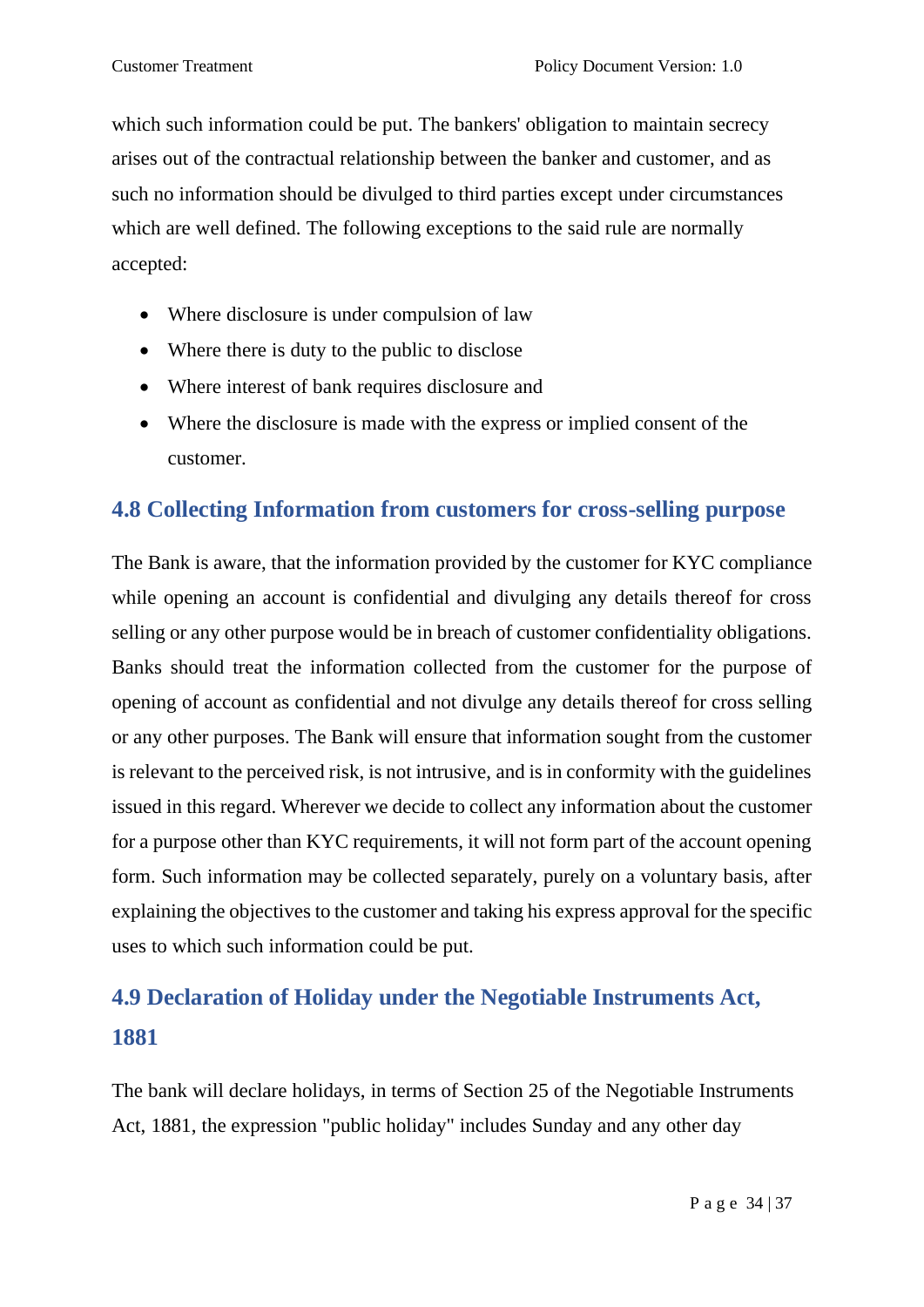which such information could be put. The bankers' obligation to maintain secrecy arises out of the contractual relationship between the banker and customer, and as such no information should be divulged to third parties except under circumstances which are well defined. The following exceptions to the said rule are normally accepted:

- Where disclosure is under compulsion of law
- Where there is duty to the public to disclose
- Where interest of bank requires disclosure and
- Where the disclosure is made with the express or implied consent of the customer.

## 4.8 Collecting Information from customers for cross-selling purpose

The Bank is aware, that the information provided by the customer for KYC compliance while opening an account is confidential and divulging any details thereof for cross selling or any other purpose would be in breach of customer confidentiality obligations. Banks should treat the information collected from the customer for the purpose of opening of account as confidential and not divulge any details thereof for cross selling or any other purposes. The Bank will ensure that information sought from the customer is relevant to the perceived risk, is not intrusive, and is in conformity with the guidelines issued in this regard. Wherever we decide to collect any information about the customer for a purpose other than KYC requirements, it will not form part of the account opening form. Such information may be collected separately, purely on a voluntary basis, after explaining the objectives to the customer and taking his express approval for the specific uses to which such information could be put.

## 4.9 Declaration of Holiday under the Negotiable Instruments Act, 1881

The bank will declare holidays, in terms of Section 25 of the Negotiable Instruments Act, 1881, the expression "public holiday" includes Sunday and any other day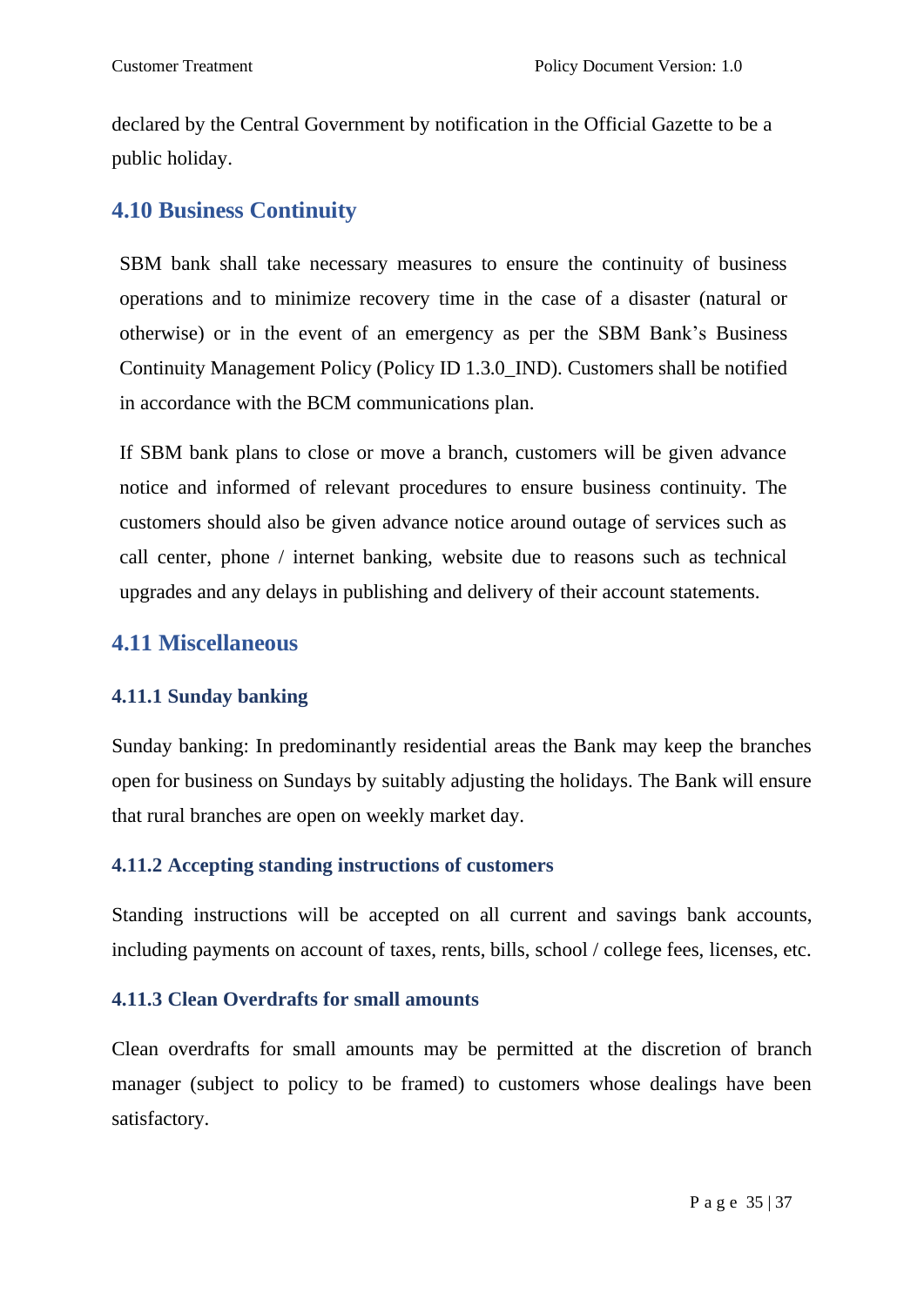declared by the Central Government by notification in the Official Gazette to be a public holiday.

## 4.10 Business Continuity

SBM bank shall take necessary measures to ensure the continuity of business operations and to minimize recovery time in the case of a disaster (natural or otherwise) or in the event of an emergency as per the SBM Bank's Business Continuity Management Policy (Policy ID 1.3.0_IND). Customers shall be notified in accordance with the BCM communications plan.

If SBM bank plans to close or move a branch, customers will be given advance notice and informed of relevant procedures to ensure business continuity. The customers should also be given advance notice around outage of services such as call center, phone / internet banking, website due to reasons such as technical upgrades and any delays in publishing and delivery of their account statements.

## 4.11 Miscellaneous

### 4.11.1 Sunday banking

Sunday banking: In predominantly residential areas the Bank may keep the branches open for business on Sundays by suitably adjusting the holidays. The Bank will ensure that rural branches are open on weekly market day.

### 4.11.2 Accepting standing instructions of customers

Standing instructions will be accepted on all current and savings bank accounts, including payments on account of taxes, rents, bills, school / college fees, licenses, etc.

### 4.11.3 Clean Overdrafts for small amounts

Clean overdrafts for small amounts may be permitted at the discretion of branch manager (subject to policy to be framed) to customers whose dealings have been satisfactory.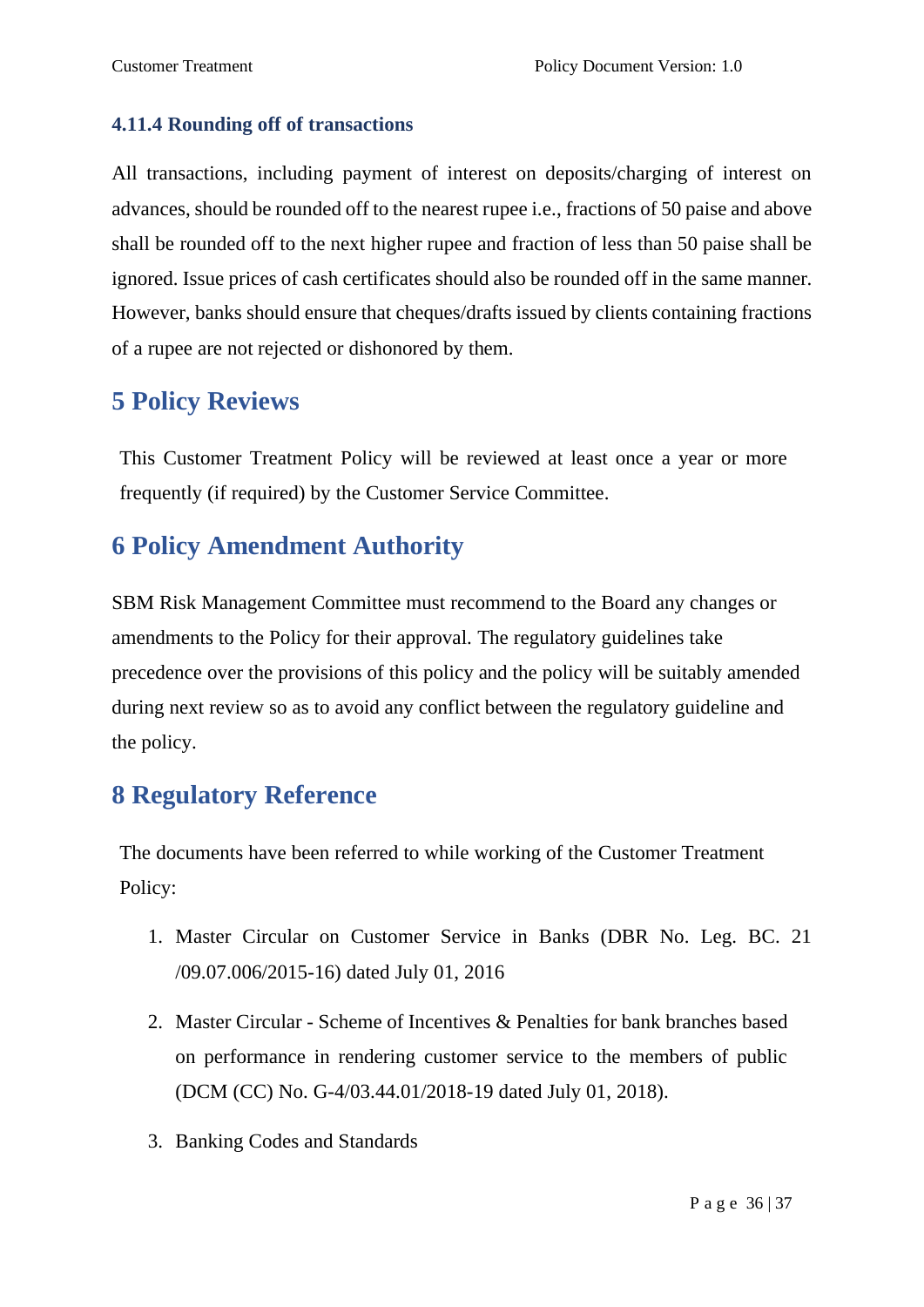#### 4.11.4 Rounding off of transactions

All transactions, including payment of interest on deposits/charging of interest on advances, should be rounded off to the nearest rupee i.e., fractions of 50 paise and above shall be rounded off to the next higher rupee and fraction of less than 50 paise shall be ignored. Issue prices of cash certificates should also be rounded off in the same manner. However, banks should ensure that cheques/drafts issued by clients containing fractions of a rupee are not rejected or dishonored by them.

# 5 Policy Reviews

This Customer Treatment Policy will be reviewed at least once a year or more frequently (if required) by the Customer Service Committee.

# 6 Policy Amendment Authority

SBM Risk Management Committee must recommend to the Board any changes or amendments to the Policy for their approval. The regulatory guidelines take precedence over the provisions of this policy and the policy will be suitably amended during next review so as to avoid any conflict between the regulatory guideline and the policy.

# 8 Regulatory Reference

The documents have been referred to while working of the Customer Treatment Policy:

1. Master Circular on Customer Service in Banks (DBR No. Leg. BC. 21 /09.07.006/2015-16) dated July 01, 2016
2. Master Circular - Scheme of Incentives & Penalties for bank branches based on performance in rendering customer service to the members of public (DCM (CC) No. G-4/03.44.01/2018-19 dated July 01, 2018).
3. Banking Codes and Standards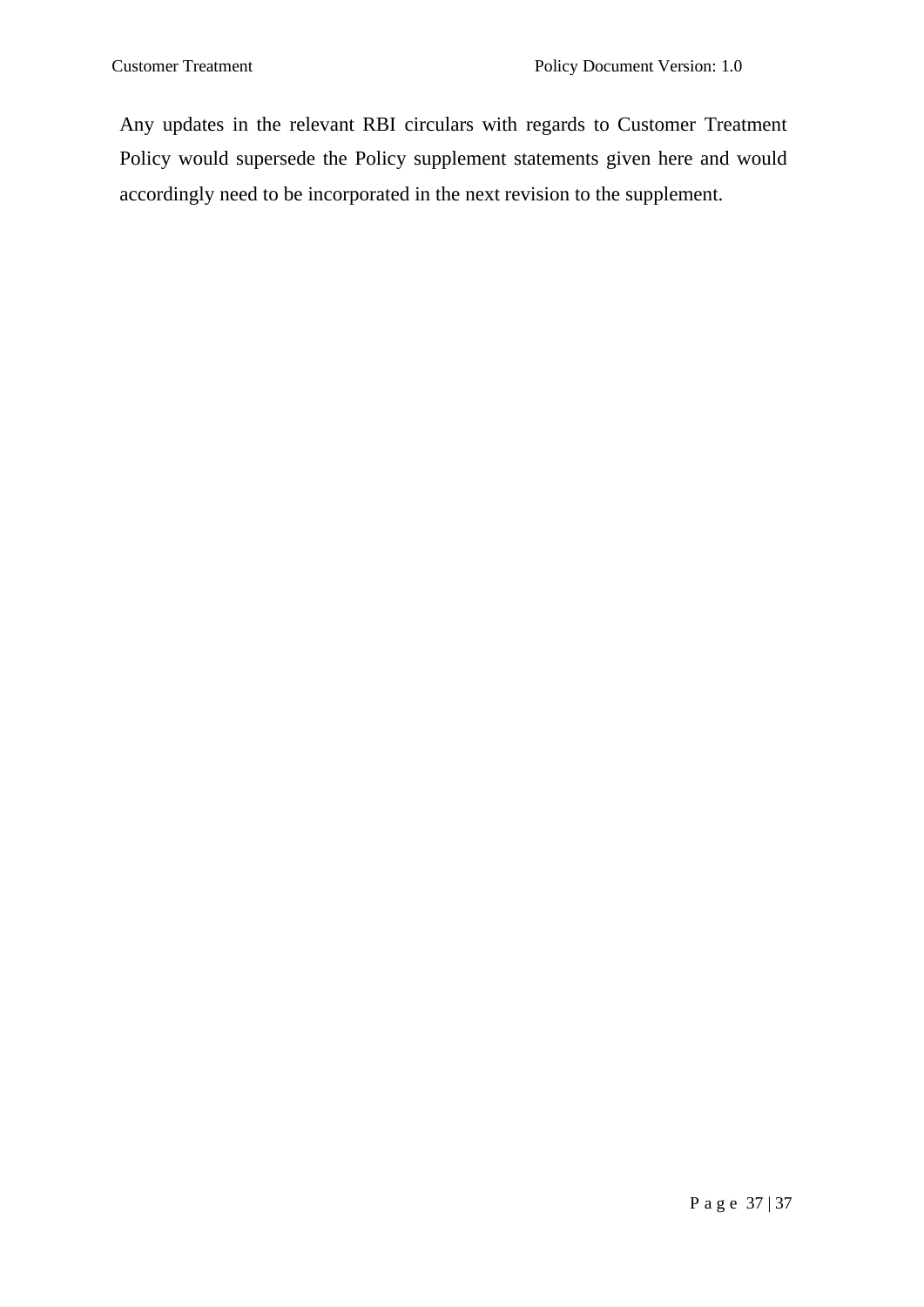Any updates in the relevant RBI circulars with regards to Customer Treatment Policy would supersede the Policy supplement statements given here and would accordingly need to be incorporated in the next revision to the supplement.